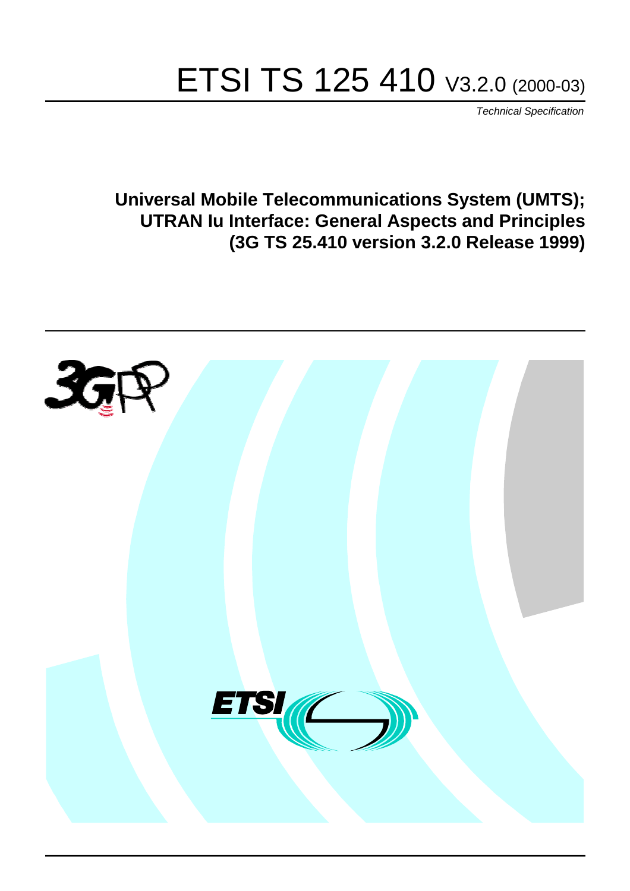# ETSI TS 125 410 V3.2.0 (2000-03)

*Technical Specification*

**Universal Mobile Telecommunications System (UMTS); UTRAN Iu Interface: General Aspects and Principles (3G TS 25.410 version 3.2.0 Release 1999)**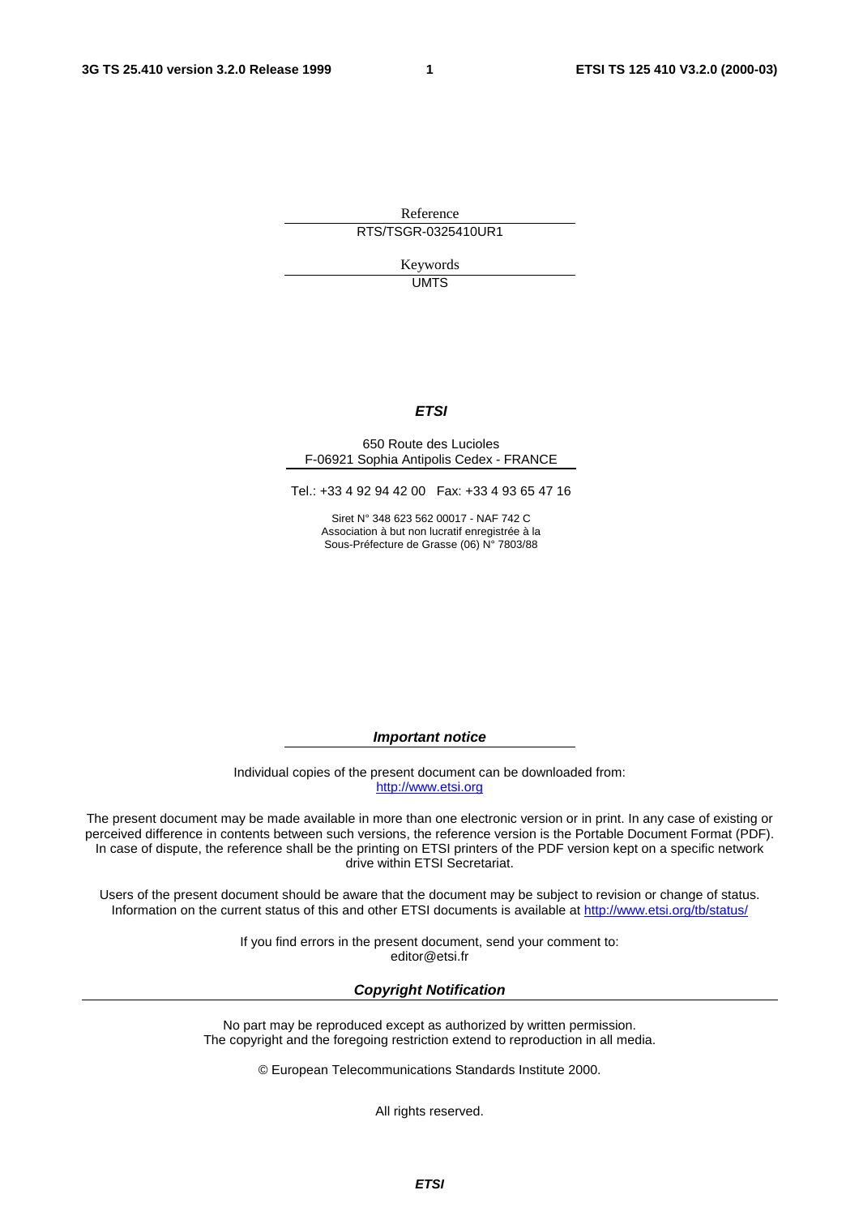Reference

RTS/TSGR-0325410UR1

Keywords

UMTS

***ETSI***

650 Route des Lucioles
F-06921 Sophia Antipolis Cedex - FRANCE

Tel.: +33 4 92 94 42 00 Fax: +33 4 93 65 47 16

Siret N° 348 623 562 00017 - NAF 742 C
Association à but non lucratif enregistrée à la
Sous-Préfecture de Grasse (06) N° 7803/88

***Important notice***

Individual copies of the present document can be downloaded from:
http://www.etsi.org

The present document may be made available in more than one electronic version or in print. In any case of existing or perceived difference in contents between such versions, the reference version is the Portable Document Format (PDF). In case of dispute, the reference shall be the printing on ETSI printers of the PDF version kept on a specific network drive within ETSI Secretariat.

Users of the present document should be aware that the document may be subject to revision or change of status. Information on the current status of this and other ETSI documents is available at http://www.etsi.org/tb/status/

If you find errors in the present document, send your comment to:
editor@etsi.fr

***Copyright Notification***

No part may be reproduced except as authorized by written permission.
The copyright and the foregoing restriction extend to reproduction in all media.

© European Telecommunications Standards Institute 2000.

All rights reserved.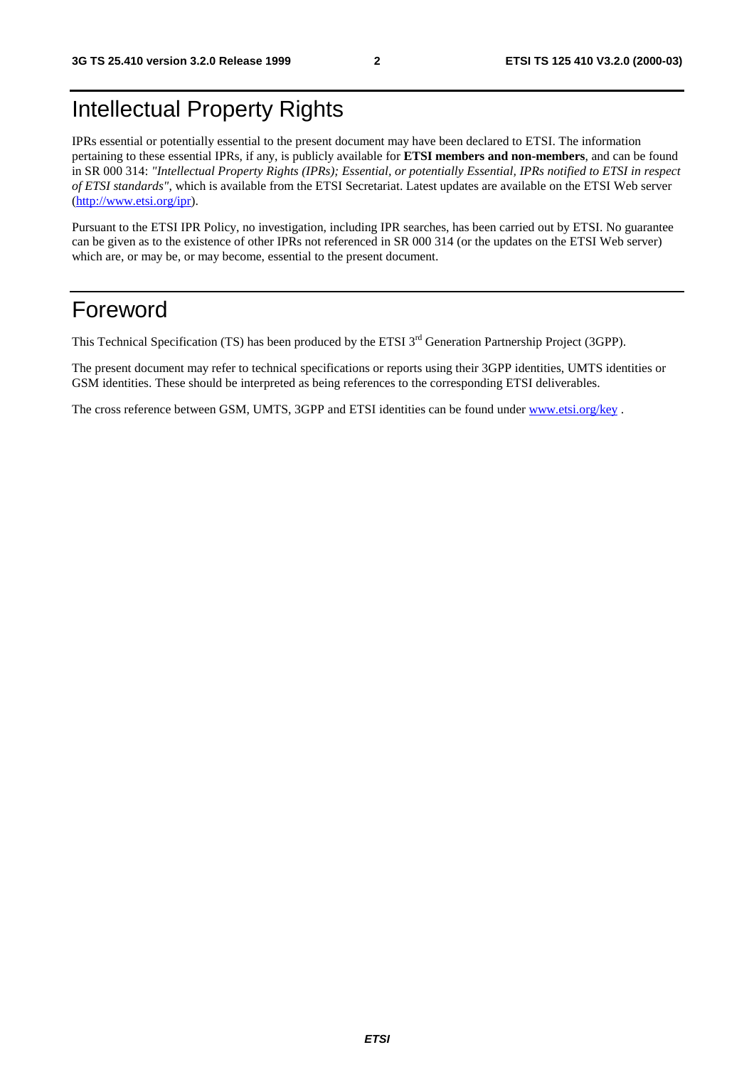# Intellectual Property Rights

IPRs essential or potentially essential to the present document may have been declared to ETSI. The information pertaining to these essential IPRs, if any, is publicly available for **ETSI members and non-members**, and can be found in SR 000 314: *"Intellectual Property Rights (IPRs); Essential, or potentially Essential, IPRs notified to ETSI in respect of ETSI standards"*, which is available from the ETSI Secretariat. Latest updates are available on the ETSI Web server (http://www.etsi.org/ipr).

Pursuant to the ETSI IPR Policy, no investigation, including IPR searches, has been carried out by ETSI. No guarantee can be given as to the existence of other IPRs not referenced in SR 000 314 (or the updates on the ETSI Web server) which are, or may be, or may become, essential to the present document.

# Foreword

This Technical Specification (TS) has been produced by the ETSI 3rd Generation Partnership Project (3GPP).

The present document may refer to technical specifications or reports using their 3GPP identities, UMTS identities or GSM identities. These should be interpreted as being references to the corresponding ETSI deliverables.

The cross reference between GSM, UMTS, 3GPP and ETSI identities can be found under www.etsi.org/key .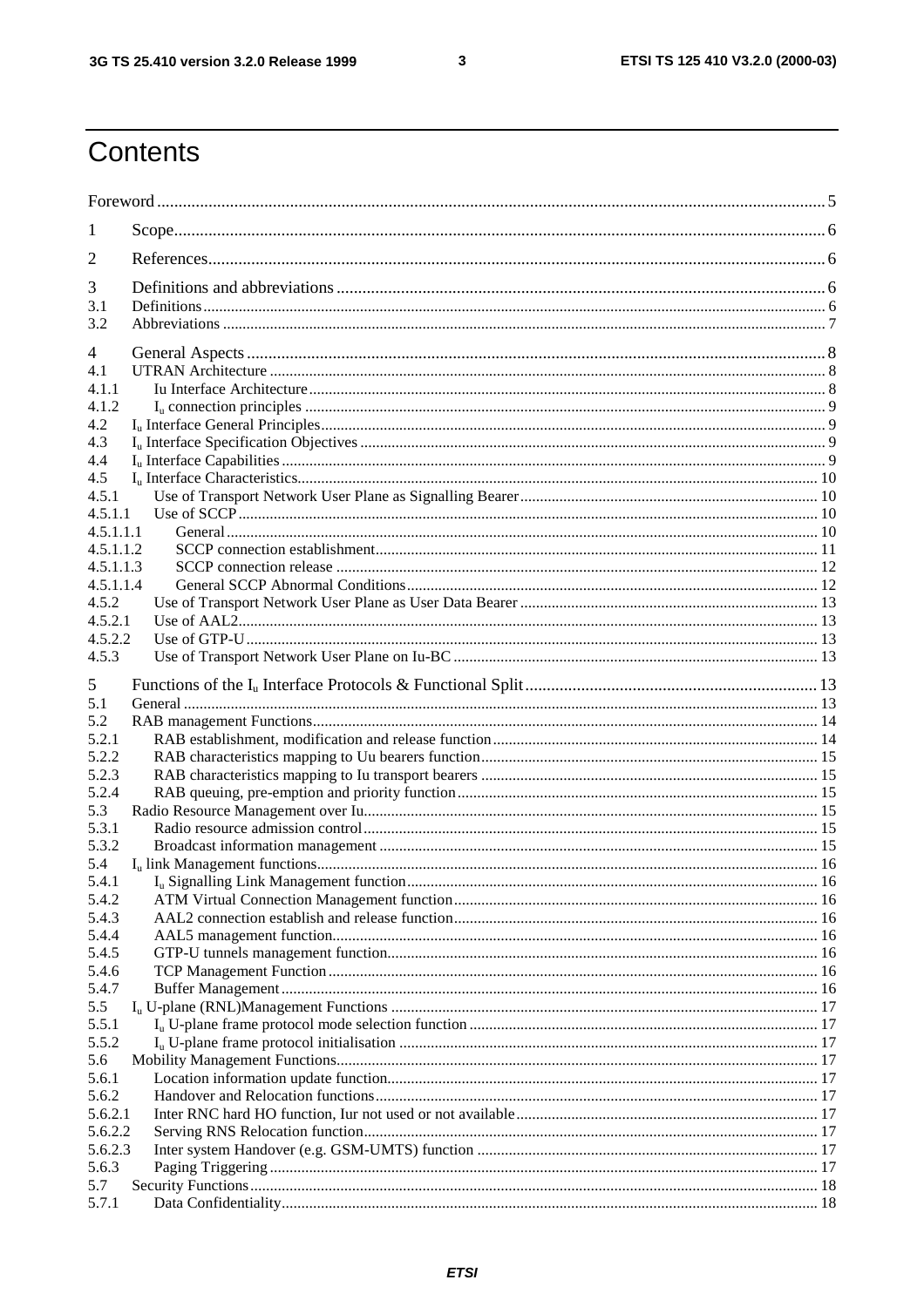# Contents

Foreword .......... 5

1 Scope .......... 6

2 References .......... 6

3 Definitions and abbreviations .......... 6
3.1 Definitions .......... 6
3.2 Abbreviations .......... 7

4 General Aspects .......... 8
4.1 UTRAN Architecture .......... 8
4.1.1 Iu Interface Architecture .......... 8
4.1.2 $I_u$ connection principles .......... 9
4.2 $I_u$ Interface General Principles .......... 9
4.3 $I_u$ Interface Specification Objectives .......... 9
4.4 $I_u$ Interface Capabilities .......... 9
4.5 $I_u$ Interface Characteristics .......... 10
4.5.1 Use of Transport Network User Plane as Signalling Bearer .......... 10
4.5.1.1 Use of SCCP .......... 10
4.5.1.1.1 General .......... 10
4.5.1.1.2 SCCP connection establishment .......... 11
4.5.1.1.3 SCCP connection release .......... 12
4.5.1.1.4 General SCCP Abnormal Conditions .......... 12
4.5.2 Use of Transport Network User Plane as User Data Bearer .......... 13
4.5.2.1 Use of AAL2 .......... 13
4.5.2.2 Use of GTP-U .......... 13
4.5.3 Use of Transport Network User Plane on Iu-BC .......... 13

5 Functions of the $I_u$ Interface Protocols & Functional Split .......... 13
5.1 General .......... 13
5.2 RAB management Functions .......... 14
5.2.1 RAB establishment, modification and release function .......... 14
5.2.2 RAB characteristics mapping to Uu bearers function .......... 15
5.2.3 RAB characteristics mapping to Iu transport bearers .......... 15
5.2.4 RAB queuing, pre-emption and priority function .......... 15
5.3 Radio Resource Management over Iu .......... 15
5.3.1 Radio resource admission control .......... 15
5.3.2 Broadcast information management .......... 15
5.4 $I_u$ link Management functions .......... 16
5.4.1 $I_u$ Signalling Link Management function .......... 16
5.4.2 ATM Virtual Connection Management function .......... 16
5.4.3 AAL2 connection establish and release function .......... 16
5.4.4 AAL5 management function .......... 16
5.4.5 GTP-U tunnels management function .......... 16
5.4.6 TCP Management Function .......... 16
5.4.7 Buffer Management .......... 16
5.5 $I_u$ U-plane (RNL)Management Functions .......... 17
5.5.1 $I_u$ U-plane frame protocol mode selection function .......... 17
5.5.2 $I_u$ U-plane frame protocol initialisation .......... 17
5.6 Mobility Management Functions .......... 17
5.6.1 Location information update function .......... 17
5.6.2 Handover and Relocation functions .......... 17
5.6.2.1 Inter RNC hard HO function, Iur not used or not available .......... 17
5.6.2.2 Serving RNS Relocation function .......... 17
5.6.2.3 Inter system Handover (e.g. GSM-UMTS) function .......... 17
5.6.3 Paging Triggering .......... 17
5.7 Security Functions .......... 18
5.7.1 Data Confidentiality .......... 18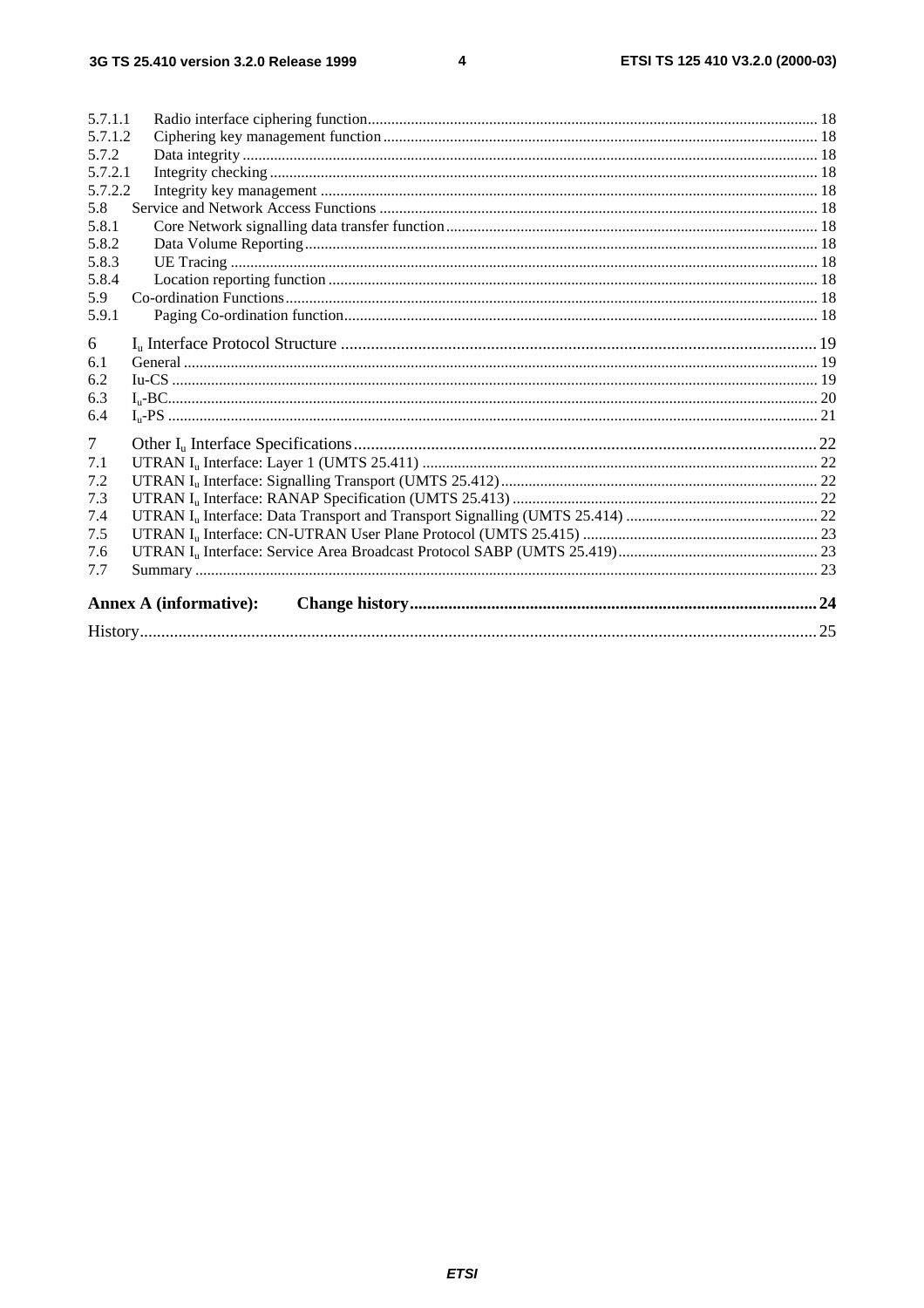5.7.1.1 Radio interface ciphering function .......... 18
5.7.1.2 Ciphering key management function .......... 18
5.7.2 Data integrity .......... 18
5.7.2.1 Integrity checking .......... 18
5.7.2.2 Integrity key management .......... 18
5.8 Service and Network Access Functions .......... 18
5.8.1 Core Network signalling data transfer function .......... 18
5.8.2 Data Volume Reporting .......... 18
5.8.3 UE Tracing .......... 18
5.8.4 Location reporting function .......... 18
5.9 Co-ordination Functions .......... 18
5.9.1 Paging Co-ordination function .......... 18

6 $I_u$ Interface Protocol Structure .......... 19
6.1 General .......... 19
6.2 Iu-CS .......... 19
6.3 $I_u$-BC .......... 20
6.4 $I_u$-PS .......... 21

7 Other $I_u$ Interface Specifications .......... 22
7.1 UTRAN $I_u$ Interface: Layer 1 (UMTS 25.411) .......... 22
7.2 UTRAN $I_u$ Interface: Signalling Transport (UMTS 25.412) .......... 22
7.3 UTRAN $I_u$ Interface: RANAP Specification (UMTS 25.413) .......... 22
7.4 UTRAN $I_u$ Interface: Data Transport and Transport Signalling (UMTS 25.414) .......... 22
7.5 UTRAN $I_u$ Interface: CN-UTRAN User Plane Protocol (UMTS 25.415) .......... 23
7.6 UTRAN $I_u$ Interface: Service Area Broadcast Protocol SABP (UMTS 25.419) .......... 23
7.7 Summary .......... 23

**Annex A (informative): Change history** .......... 24

History .......... 25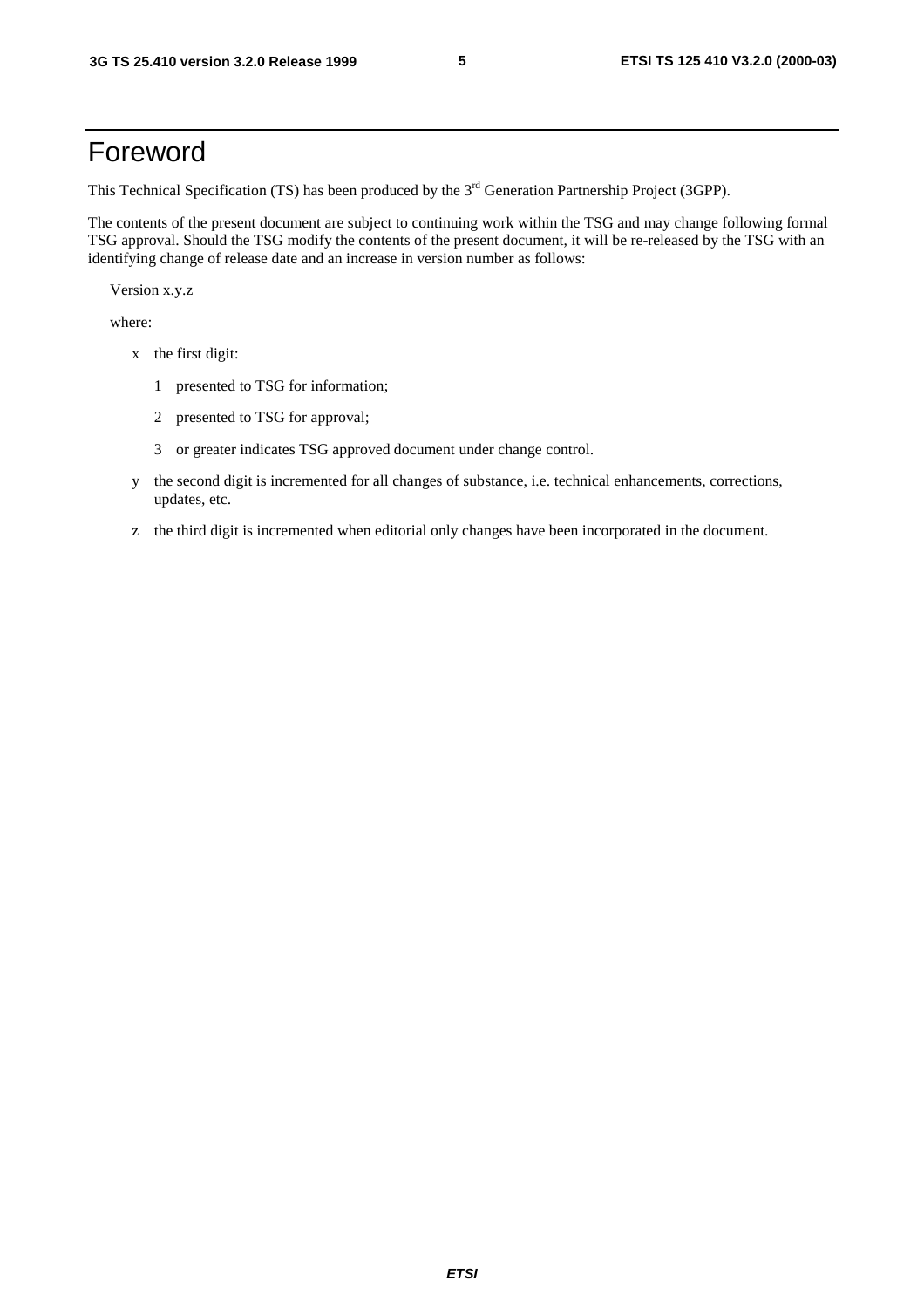# Foreword

This Technical Specification (TS) has been produced by the 3rd Generation Partnership Project (3GPP).

The contents of the present document are subject to continuing work within the TSG and may change following formal TSG approval. Should the TSG modify the contents of the present document, it will be re-released by the TSG with an identifying change of release date and an increase in version number as follows:

Version x.y.z

where:

- x the first digit:
  - 1 presented to TSG for information;
  - 2 presented to TSG for approval;
  - 3 or greater indicates TSG approved document under change control.
- y the second digit is incremented for all changes of substance, i.e. technical enhancements, corrections, updates, etc.
- z the third digit is incremented when editorial only changes have been incorporated in the document.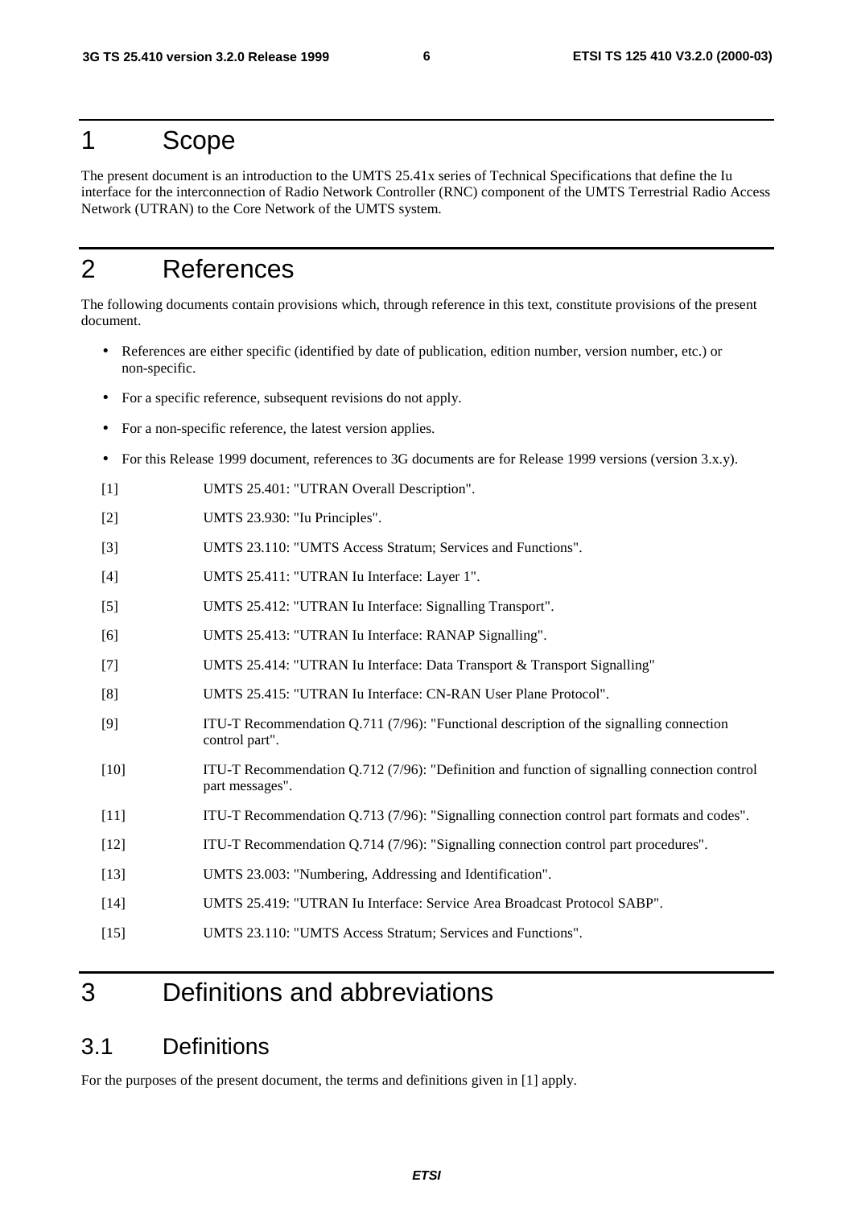# 1 Scope

The present document is an introduction to the UMTS 25.41x series of Technical Specifications that define the Iu interface for the interconnection of Radio Network Controller (RNC) component of the UMTS Terrestrial Radio Access Network (UTRAN) to the Core Network of the UMTS system.

# 2 References

The following documents contain provisions which, through reference in this text, constitute provisions of the present document.

- References are either specific (identified by date of publication, edition number, version number, etc.) or non-specific.
- For a specific reference, subsequent revisions do not apply.
- For a non-specific reference, the latest version applies.
- For this Release 1999 document, references to 3G documents are for Release 1999 versions (version 3.x.y).

[1] UMTS 25.401: "UTRAN Overall Description".

[2] UMTS 23.930: "Iu Principles".

[3] UMTS 23.110: "UMTS Access Stratum; Services and Functions".

[4] UMTS 25.411: "UTRAN Iu Interface: Layer 1".

[5] UMTS 25.412: "UTRAN Iu Interface: Signalling Transport".

[6] UMTS 25.413: "UTRAN Iu Interface: RANAP Signalling".

[7] UMTS 25.414: "UTRAN Iu Interface: Data Transport & Transport Signalling"

[8] UMTS 25.415: "UTRAN Iu Interface: CN-RAN User Plane Protocol".

[9] ITU-T Recommendation Q.711 (7/96): "Functional description of the signalling connection control part".

[10] ITU-T Recommendation Q.712 (7/96): "Definition and function of signalling connection control part messages".

[11] ITU-T Recommendation Q.713 (7/96): "Signalling connection control part formats and codes".

[12] ITU-T Recommendation Q.714 (7/96): "Signalling connection control part procedures".

[13] UMTS 23.003: "Numbering, Addressing and Identification".

[14] UMTS 25.419: "UTRAN Iu Interface: Service Area Broadcast Protocol SABP".

[15] UMTS 23.110: "UMTS Access Stratum; Services and Functions".

# 3 Definitions and abbreviations

## 3.1 Definitions

For the purposes of the present document, the terms and definitions given in [1] apply.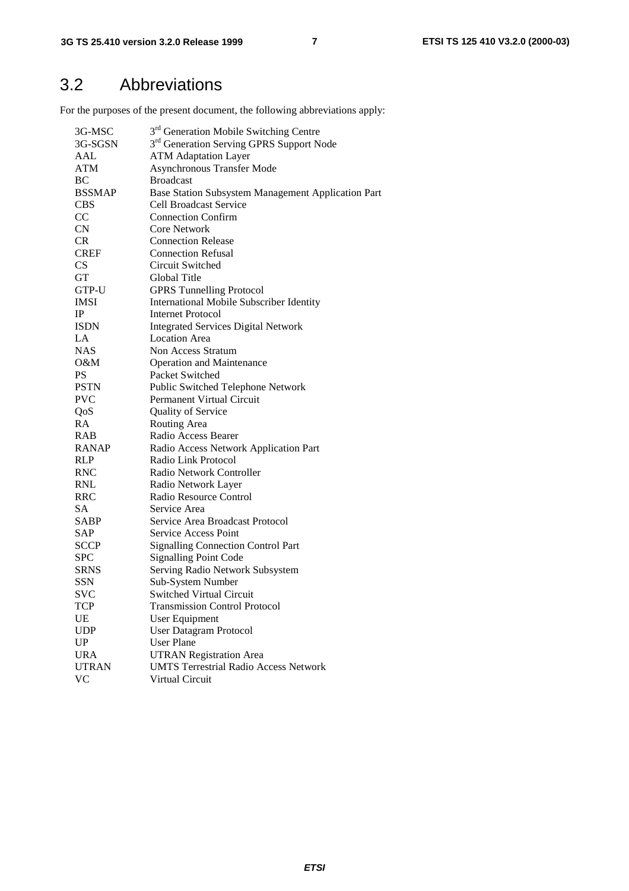## 3.2 Abbreviations

For the purposes of the present document, the following abbreviations apply:

| | |
|---|---|
| 3G-MSC | 3rd Generation Mobile Switching Centre |
| 3G-SGSN | 3rd Generation Serving GPRS Support Node |
| AAL | ATM Adaptation Layer |
| ATM | Asynchronous Transfer Mode |
| BC | Broadcast |
| BSSMAP | Base Station Subsystem Management Application Part |
| CBS | Cell Broadcast Service |
| CC | Connection Confirm |
| CN | Core Network |
| CR | Connection Release |
| CREF | Connection Refusal |
| CS | Circuit Switched |
| GT | Global Title |
| GTP-U | GPRS Tunnelling Protocol |
| IMSI | International Mobile Subscriber Identity |
| IP | Internet Protocol |
| ISDN | Integrated Services Digital Network |
| LA | Location Area |
| NAS | Non Access Stratum |
| O&M | Operation and Maintenance |
| PS | Packet Switched |
| PSTN | Public Switched Telephone Network |
| PVC | Permanent Virtual Circuit |
| QoS | Quality of Service |
| RA | Routing Area |
| RAB | Radio Access Bearer |
| RANAP | Radio Access Network Application Part |
| RLP | Radio Link Protocol |
| RNC | Radio Network Controller |
| RNL | Radio Network Layer |
| RRC | Radio Resource Control |
| SA | Service Area |
| SABP | Service Area Broadcast Protocol |
| SAP | Service Access Point |
| SCCP | Signalling Connection Control Part |
| SPC | Signalling Point Code |
| SRNS | Serving Radio Network Subsystem |
| SSN | Sub-System Number |
| SVC | Switched Virtual Circuit |
| TCP | Transmission Control Protocol |
| UE | User Equipment |
| UDP | User Datagram Protocol |
| UP | User Plane |
| URA | UTRAN Registration Area |
| UTRAN | UMTS Terrestrial Radio Access Network |
| VC | Virtual Circuit |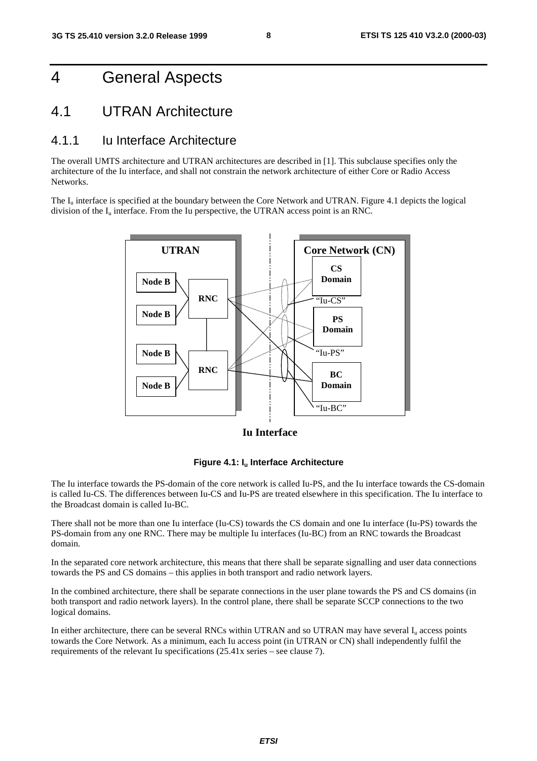# 4 General Aspects

## 4.1 UTRAN Architecture

### 4.1.1 Iu Interface Architecture

The overall UMTS architecture and UTRAN architectures are described in [1]. This subclause specifies only the architecture of the Iu interface, and shall not constrain the network architecture of either Core or Radio Access Networks.

The $I_u$ interface is specified at the boundary between the Core Network and UTRAN. Figure 4.1 depicts the logical division of the $I_u$ interface. From the Iu perspective, the UTRAN access point is an RNC.

**Figure 4.1: $I_u$ Interface Architecture**

The Iu interface towards the PS-domain of the core network is called Iu-PS, and the Iu interface towards the CS-domain is called Iu-CS. The differences between Iu-CS and Iu-PS are treated elsewhere in this specification. The Iu interface to the Broadcast domain is called Iu-BC.

There shall not be more than one Iu interface (Iu-CS) towards the CS domain and one Iu interface (Iu-PS) towards the PS-domain from any one RNC. There may be multiple Iu interfaces (Iu-BC) from an RNC towards the Broadcast domain.

In the separated core network architecture, this means that there shall be separate signalling and user data connections towards the PS and CS domains – this applies in both transport and radio network layers.

In the combined architecture, there shall be separate connections in the user plane towards the PS and CS domains (in both transport and radio network layers). In the control plane, there shall be separate SCCP connections to the two logical domains.

In either architecture, there can be several RNCs within UTRAN and so UTRAN may have several $I_u$ access points towards the Core Network. As a minimum, each Iu access point (in UTRAN or CN) shall independently fulfil the requirements of the relevant Iu specifications (25.41x series – see clause 7).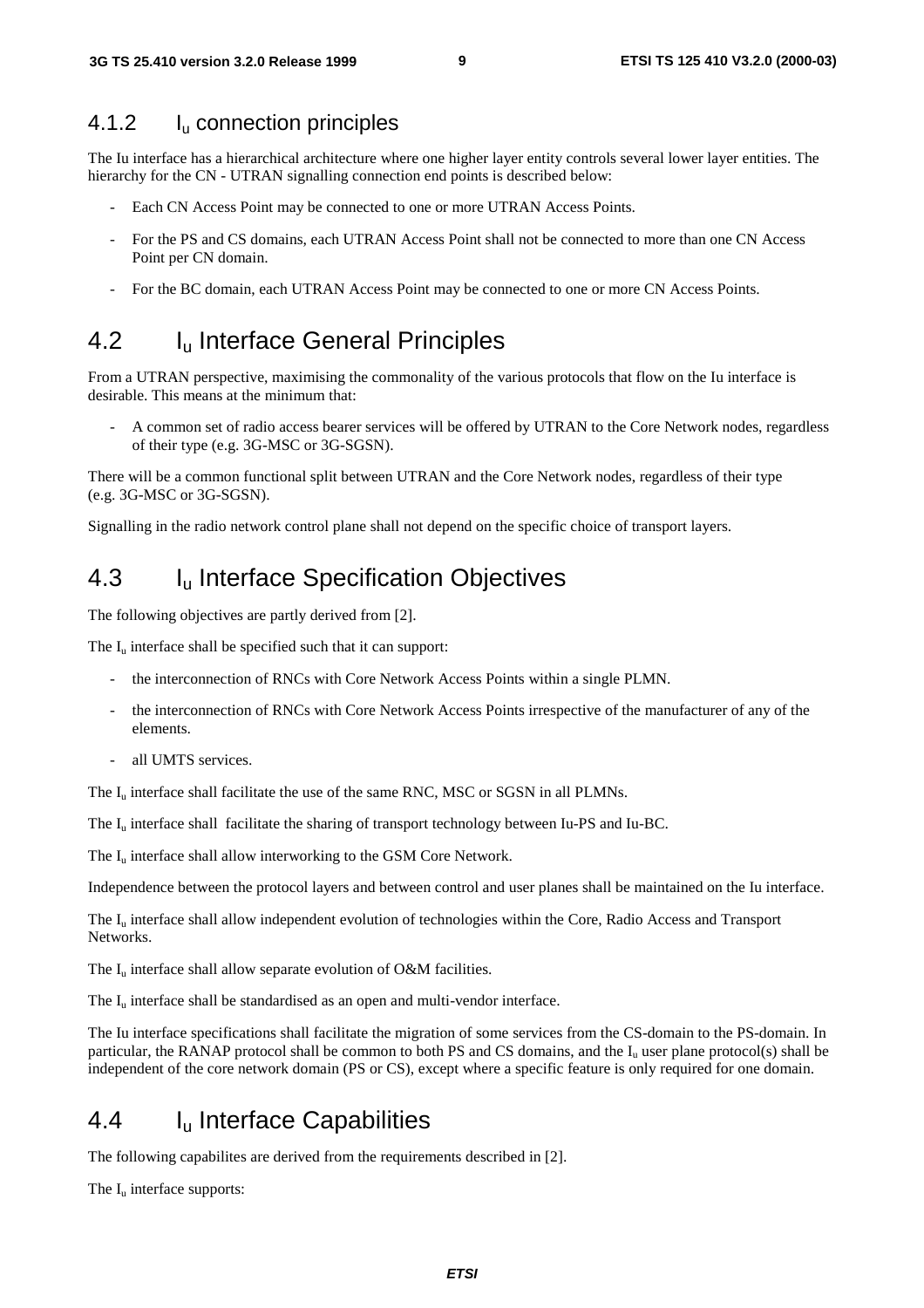### 4.1.2 $I_u$ connection principles

The Iu interface has a hierarchical architecture where one higher layer entity controls several lower layer entities. The hierarchy for the CN - UTRAN signalling connection end points is described below:

- Each CN Access Point may be connected to one or more UTRAN Access Points.
- For the PS and CS domains, each UTRAN Access Point shall not be connected to more than one CN Access Point per CN domain.
- For the BC domain, each UTRAN Access Point may be connected to one or more CN Access Points.

## 4.2 $I_u$ Interface General Principles

From a UTRAN perspective, maximising the commonality of the various protocols that flow on the Iu interface is desirable. This means at the minimum that:

- A common set of radio access bearer services will be offered by UTRAN to the Core Network nodes, regardless of their type (e.g. 3G-MSC or 3G-SGSN).

There will be a common functional split between UTRAN and the Core Network nodes, regardless of their type (e.g. 3G-MSC or 3G-SGSN).

Signalling in the radio network control plane shall not depend on the specific choice of transport layers.

## 4.3 $I_u$ Interface Specification Objectives

The following objectives are partly derived from [2].

The $I_u$ interface shall be specified such that it can support:

- the interconnection of RNCs with Core Network Access Points within a single PLMN.
- the interconnection of RNCs with Core Network Access Points irrespective of the manufacturer of any of the elements.
- all UMTS services.

The $I_u$ interface shall facilitate the use of the same RNC, MSC or SGSN in all PLMNs.

The $I_u$ interface shall facilitate the sharing of transport technology between Iu-PS and Iu-BC.

The $I_u$ interface shall allow interworking to the GSM Core Network.

Independence between the protocol layers and between control and user planes shall be maintained on the Iu interface.

The $I_u$ interface shall allow independent evolution of technologies within the Core, Radio Access and Transport Networks.

The $I_u$ interface shall allow separate evolution of O&M facilities.

The $I_u$ interface shall be standardised as an open and multi-vendor interface.

The Iu interface specifications shall facilitate the migration of some services from the CS-domain to the PS-domain. In particular, the RANAP protocol shall be common to both PS and CS domains, and the $I_u$ user plane protocol(s) shall be independent of the core network domain (PS or CS), except where a specific feature is only required for one domain.

## 4.4 $I_u$ Interface Capabilities

The following capabilites are derived from the requirements described in [2].

The $I_u$ interface supports: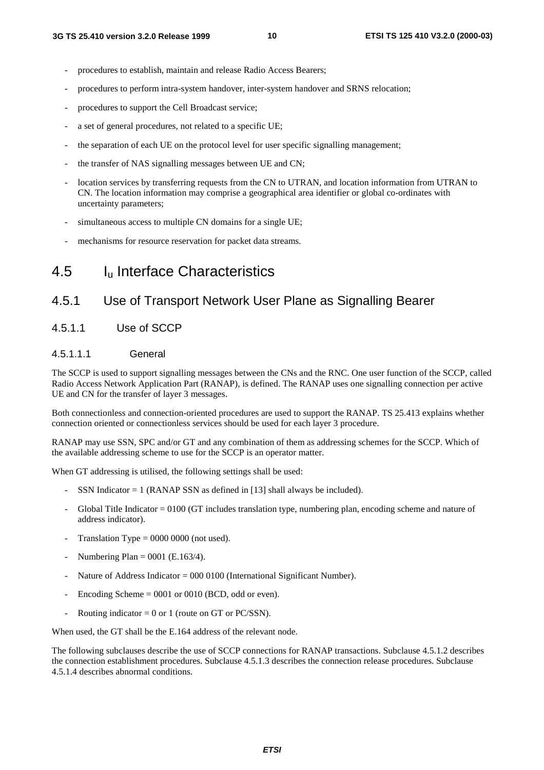- procedures to establish, maintain and release Radio Access Bearers;
- procedures to perform intra-system handover, inter-system handover and SRNS relocation;
- procedures to support the Cell Broadcast service;
- a set of general procedures, not related to a specific UE;
- the separation of each UE on the protocol level for user specific signalling management;
- the transfer of NAS signalling messages between UE and CN;
- location services by transferring requests from the CN to UTRAN, and location information from UTRAN to CN. The location information may comprise a geographical area identifier or global co-ordinates with uncertainty parameters;
- simultaneous access to multiple CN domains for a single UE;
- mechanisms for resource reservation for packet data streams.

## 4.5 $I_u$ Interface Characteristics

### 4.5.1 Use of Transport Network User Plane as Signalling Bearer

#### 4.5.1.1 Use of SCCP

##### 4.5.1.1.1 General

The SCCP is used to support signalling messages between the CNs and the RNC. One user function of the SCCP, called Radio Access Network Application Part (RANAP), is defined. The RANAP uses one signalling connection per active UE and CN for the transfer of layer 3 messages.

Both connectionless and connection-oriented procedures are used to support the RANAP. TS 25.413 explains whether connection oriented or connectionless services should be used for each layer 3 procedure.

RANAP may use SSN, SPC and/or GT and any combination of them as addressing schemes for the SCCP. Which of the available addressing scheme to use for the SCCP is an operator matter.

When GT addressing is utilised, the following settings shall be used:

- SSN Indicator = 1 (RANAP SSN as defined in [13] shall always be included).
- Global Title Indicator = 0100 (GT includes translation type, numbering plan, encoding scheme and nature of address indicator).
- Translation Type = 0000 0000 (not used).
- Numbering Plan = 0001 (E.163/4).
- Nature of Address Indicator = 000 0100 (International Significant Number).
- Encoding Scheme = 0001 or 0010 (BCD, odd or even).
- Routing indicator = 0 or 1 (route on GT or PC/SSN).

When used, the GT shall be the E.164 address of the relevant node.

The following subclauses describe the use of SCCP connections for RANAP transactions. Subclause 4.5.1.2 describes the connection establishment procedures. Subclause 4.5.1.3 describes the connection release procedures. Subclause 4.5.1.4 describes abnormal conditions.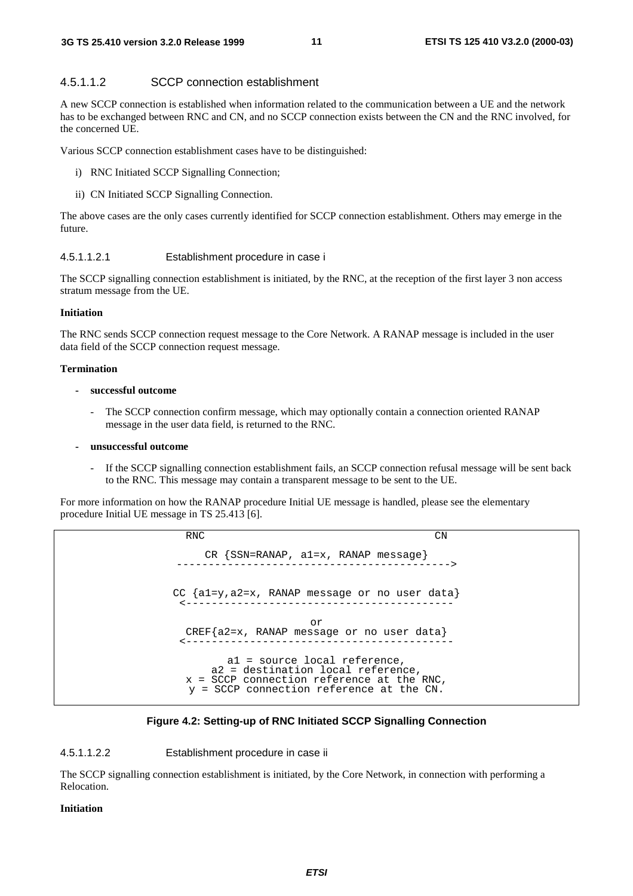#### 4.5.1.1.2 SCCP connection establishment

A new SCCP connection is established when information related to the communication between a UE and the network has to be exchanged between RNC and CN, and no SCCP connection exists between the CN and the RNC involved, for the concerned UE.

Various SCCP connection establishment cases have to be distinguished:

i) RNC Initiated SCCP Signalling Connection;

ii) CN Initiated SCCP Signalling Connection.

The above cases are the only cases currently identified for SCCP connection establishment. Others may emerge in the future.

##### 4.5.1.1.2.1 Establishment procedure in case i

The SCCP signalling connection establishment is initiated, by the RNC, at the reception of the first layer 3 non access stratum message from the UE.

**Initiation**

The RNC sends SCCP connection request message to the Core Network. A RANAP message is included in the user data field of the SCCP connection request message.

**Termination**

- **successful outcome**
  - The SCCP connection confirm message, which may optionally contain a connection oriented RANAP message in the user data field, is returned to the RNC.
- **unsuccessful outcome**
  - If the SCCP signalling connection establishment fails, an SCCP connection refusal message will be sent back to the RNC. This message may contain a transparent message to be sent to the UE.

For more information on how the RANAP procedure Initial UE message is handled, please see the elementary procedure Initial UE message in TS 25.413 [6].

```
          RNC                                          CN

              CR {SSN=RANAP, a1=x, RANAP message}
        ------------------------------------------->


        CC {a1=y,a2=x, RANAP message or no user data}
        <------------------------------------------

                              or
          CREF{a2=x, RANAP message or no user data}
        <------------------------------------------

                    a1 = source local reference,
                 a2 = destination local reference,
            x = SCCP connection reference at the RNC,
             y = SCCP connection reference at the CN.
```

**Figure 4.2: Setting-up of RNC Initiated SCCP Signalling Connection**

##### 4.5.1.1.2.2 Establishment procedure in case ii

The SCCP signalling connection establishment is initiated, by the Core Network, in connection with performing a Relocation.

**Initiation**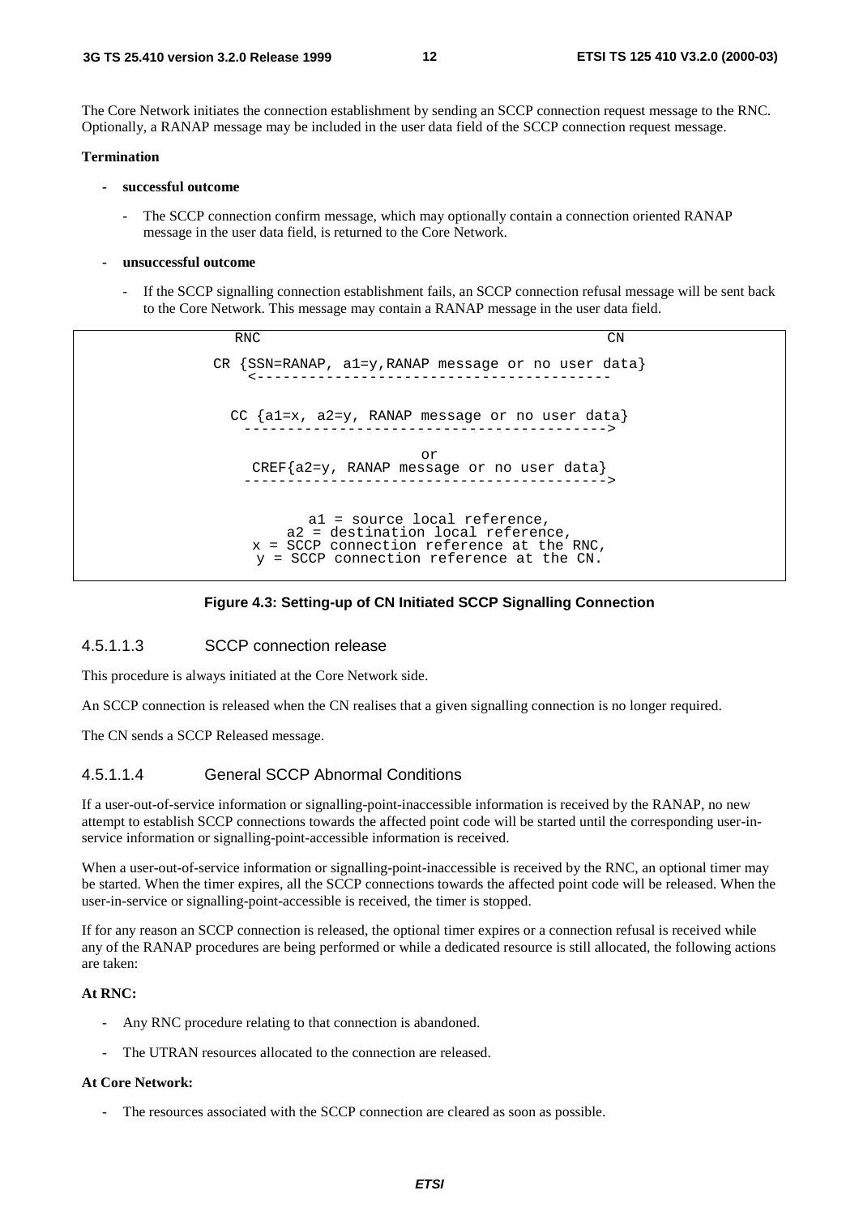The Core Network initiates the connection establishment by sending an SCCP connection request message to the RNC. Optionally, a RANAP message may be included in the user data field of the SCCP connection request message.

**Termination**

- **successful outcome**
  - The SCCP connection confirm message, which may optionally contain a connection oriented RANAP message in the user data field, is returned to the Core Network.
- **unsuccessful outcome**
  - If the SCCP signalling connection establishment fails, an SCCP connection refusal message will be sent back to the Core Network. This message may contain a RANAP message in the user data field.

```
              RNC                                               CN

          CR {SSN=RANAP, a1=y,RANAP message or no user data}
             <------------------------------------------

            CC {a1=x, a2=y, RANAP message or no user data}
             ------------------------------------------>

                                  or
             CREF{a2=y, RANAP message or no user data}
             ------------------------------------------>


                    a1 = source local reference,
                 a2 = destination local reference,
              x = SCCP connection reference at the RNC,
               y = SCCP connection reference at the CN.
```

**Figure 4.3: Setting-up of CN Initiated SCCP Signalling Connection**

#### 4.5.1.1.3 SCCP connection release

This procedure is always initiated at the Core Network side.

An SCCP connection is released when the CN realises that a given signalling connection is no longer required.

The CN sends a SCCP Released message.

#### 4.5.1.1.4 General SCCP Abnormal Conditions

If a user-out-of-service information or signalling-point-inaccessible information is received by the RANAP, no new attempt to establish SCCP connections towards the affected point code will be started until the corresponding user-in-service information or signalling-point-accessible information is received.

When a user-out-of-service information or signalling-point-inaccessible is received by the RNC, an optional timer may be started. When the timer expires, all the SCCP connections towards the affected point code will be released. When the user-in-service or signalling-point-accessible is received, the timer is stopped.

If for any reason an SCCP connection is released, the optional timer expires or a connection refusal is received while any of the RANAP procedures are being performed or while a dedicated resource is still allocated, the following actions are taken:

**At RNC:**

- Any RNC procedure relating to that connection is abandoned.
- The UTRAN resources allocated to the connection are released.

**At Core Network:**

- The resources associated with the SCCP connection are cleared as soon as possible.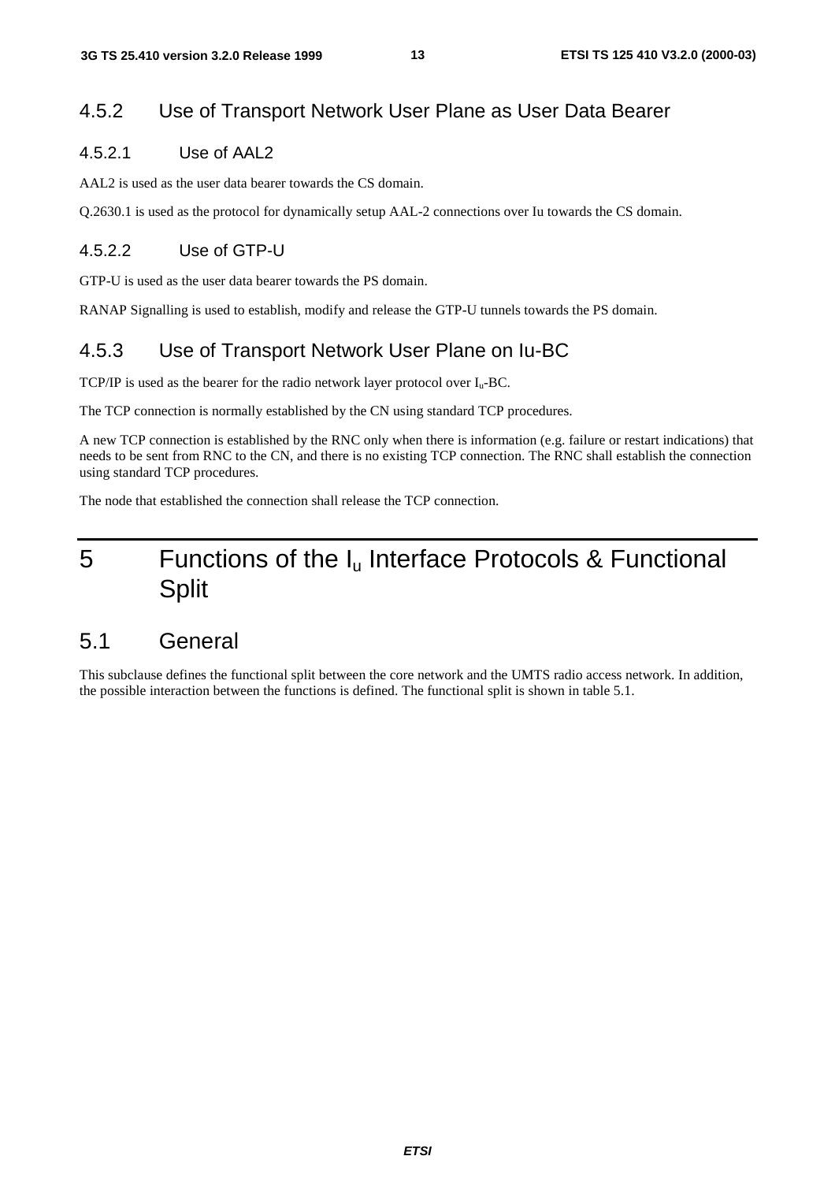### 4.5.2 Use of Transport Network User Plane as User Data Bearer

#### 4.5.2.1 Use of AAL2

AAL2 is used as the user data bearer towards the CS domain.

Q.2630.1 is used as the protocol for dynamically setup AAL-2 connections over Iu towards the CS domain.

#### 4.5.2.2 Use of GTP-U

GTP-U is used as the user data bearer towards the PS domain.

RANAP Signalling is used to establish, modify and release the GTP-U tunnels towards the PS domain.

### 4.5.3 Use of Transport Network User Plane on Iu-BC

TCP/IP is used as the bearer for the radio network layer protocol over $I_u$-BC.

The TCP connection is normally established by the CN using standard TCP procedures.

A new TCP connection is established by the RNC only when there is information (e.g. failure or restart indications) that needs to be sent from RNC to the CN, and there is no existing TCP connection. The RNC shall establish the connection using standard TCP procedures.

The node that established the connection shall release the TCP connection.

# 5 Functions of the $I_u$ Interface Protocols & Functional Split

## 5.1 General

This subclause defines the functional split between the core network and the UMTS radio access network. In addition, the possible interaction between the functions is defined. The functional split is shown in table 5.1.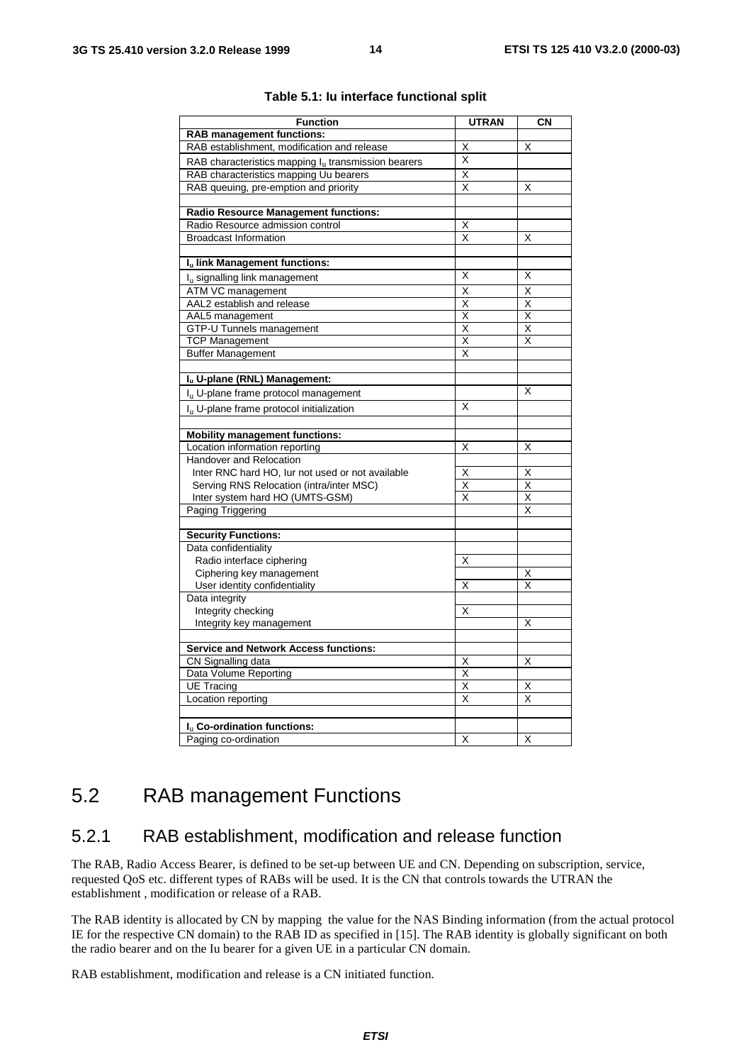**Table 5.1: Iu interface functional split**

| Function | UTRAN | CN |
|---|---|---|
| **RAB management functions:** | | |
| RAB establishment, modification and release | X | X |
| RAB characteristics mapping $I_u$ transmission bearers | X | |
| RAB characteristics mapping Uu bearers | X | |
| RAB queuing, pre-emption and priority | X | X |
| | | |
| **Radio Resource Management functions:** | | |
| Radio Resource admission control | X | |
| Broadcast Information | X | X |
| | | |
| **$I_u$ link Management functions:** | | |
| $I_u$ signalling link management | X | X |
| ATM VC management | X | X |
| AAL2 establish and release | X | X |
| AAL5 management | X | X |
| GTP-U Tunnels management | X | X |
| TCP Management | X | X |
| Buffer Management | X | |
| | | |
| **$I_u$ U-plane (RNL) Management:** | | |
| $I_u$ U-plane frame protocol management | | X |
| $I_u$ U-plane frame protocol initialization | X | |
| | | |
| **Mobility management functions:** | | |
| Location information reporting | X | X |
| Handover and Relocation | | |
| Inter RNC hard HO, Iur not used or not available | X | X |
| Serving RNS Relocation (intra/inter MSC) | X | X |
| Inter system hard HO (UMTS-GSM) | X | X |
| Paging Triggering | | X |
| | | |
| **Security Functions:** | | |
| Data confidentiality | | |
| Radio interface ciphering | X | |
| Ciphering key management | | X |
| User identity confidentiality | X | X |
| Data integrity | | |
| Integrity checking | X | |
| Integrity key management | | X |
| | | |
| **Service and Network Access functions:** | | |
| CN Signalling data | X | X |
| Data Volume Reporting | X | |
| UE Tracing | X | X |
| Location reporting | X | X |
| | | |
| **$I_u$ Co-ordination functions:** | | |
| Paging co-ordination | X | X |

## 5.2 RAB management Functions

### 5.2.1 RAB establishment, modification and release function

The RAB, Radio Access Bearer, is defined to be set-up between UE and CN. Depending on subscription, service, requested QoS etc. different types of RABs will be used. It is the CN that controls towards the UTRAN the establishment , modification or release of a RAB.

The RAB identity is allocated by CN by mapping the value for the NAS Binding information (from the actual protocol IE for the respective CN domain) to the RAB ID as specified in [15]. The RAB identity is globally significant on both the radio bearer and on the Iu bearer for a given UE in a particular CN domain.

RAB establishment, modification and release is a CN initiated function.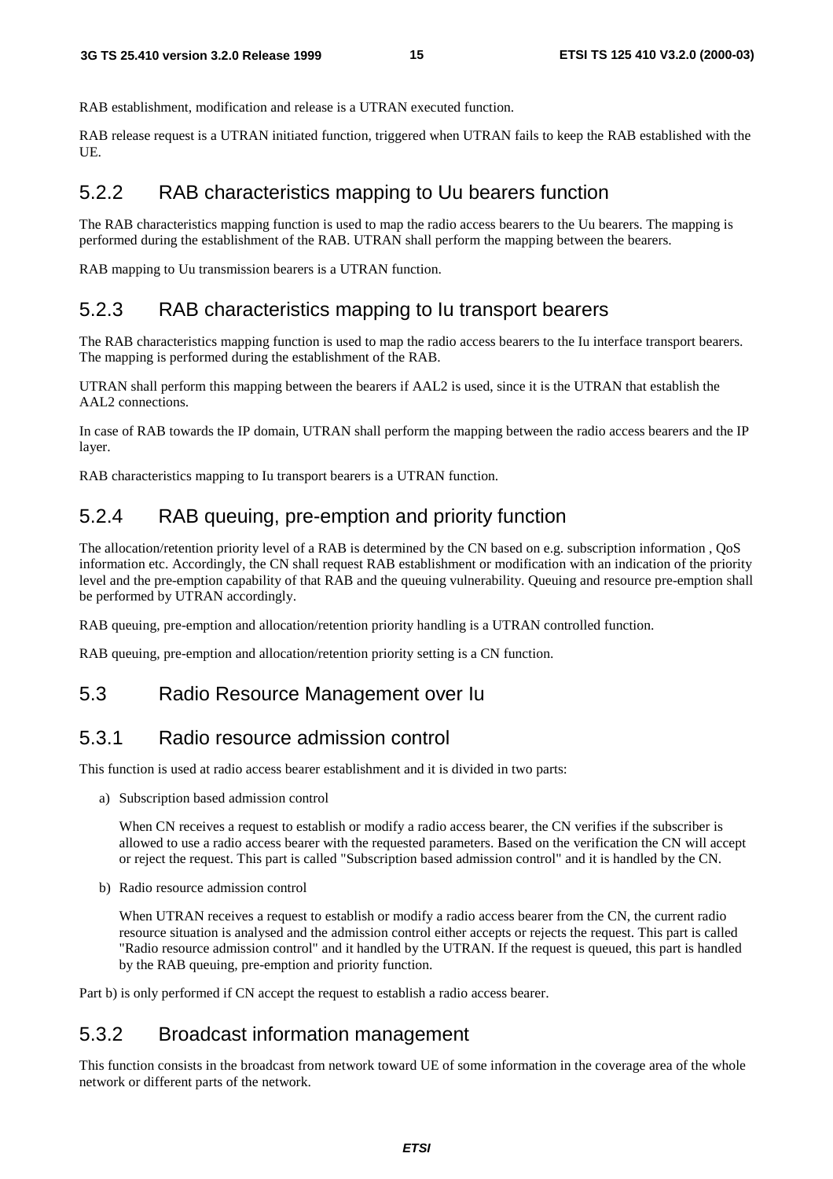RAB establishment, modification and release is a UTRAN executed function.

RAB release request is a UTRAN initiated function, triggered when UTRAN fails to keep the RAB established with the UE.

### 5.2.2 RAB characteristics mapping to Uu bearers function

The RAB characteristics mapping function is used to map the radio access bearers to the Uu bearers. The mapping is performed during the establishment of the RAB. UTRAN shall perform the mapping between the bearers.

RAB mapping to Uu transmission bearers is a UTRAN function.

### 5.2.3 RAB characteristics mapping to Iu transport bearers

The RAB characteristics mapping function is used to map the radio access bearers to the Iu interface transport bearers. The mapping is performed during the establishment of the RAB.

UTRAN shall perform this mapping between the bearers if AAL2 is used, since it is the UTRAN that establish the AAL2 connections.

In case of RAB towards the IP domain, UTRAN shall perform the mapping between the radio access bearers and the IP layer.

RAB characteristics mapping to Iu transport bearers is a UTRAN function.

### 5.2.4 RAB queuing, pre-emption and priority function

The allocation/retention priority level of a RAB is determined by the CN based on e.g. subscription information , QoS information etc. Accordingly, the CN shall request RAB establishment or modification with an indication of the priority level and the pre-emption capability of that RAB and the queuing vulnerability. Queuing and resource pre-emption shall be performed by UTRAN accordingly.

RAB queuing, pre-emption and allocation/retention priority handling is a UTRAN controlled function.

RAB queuing, pre-emption and allocation/retention priority setting is a CN function.

## 5.3 Radio Resource Management over Iu

### 5.3.1 Radio resource admission control

This function is used at radio access bearer establishment and it is divided in two parts:

a) Subscription based admission control

   When CN receives a request to establish or modify a radio access bearer, the CN verifies if the subscriber is allowed to use a radio access bearer with the requested parameters. Based on the verification the CN will accept or reject the request. This part is called "Subscription based admission control" and it is handled by the CN.

b) Radio resource admission control

   When UTRAN receives a request to establish or modify a radio access bearer from the CN, the current radio resource situation is analysed and the admission control either accepts or rejects the request. This part is called "Radio resource admission control" and it handled by the UTRAN. If the request is queued, this part is handled by the RAB queuing, pre-emption and priority function.

Part b) is only performed if CN accept the request to establish a radio access bearer.

### 5.3.2 Broadcast information management

This function consists in the broadcast from network toward UE of some information in the coverage area of the whole network or different parts of the network.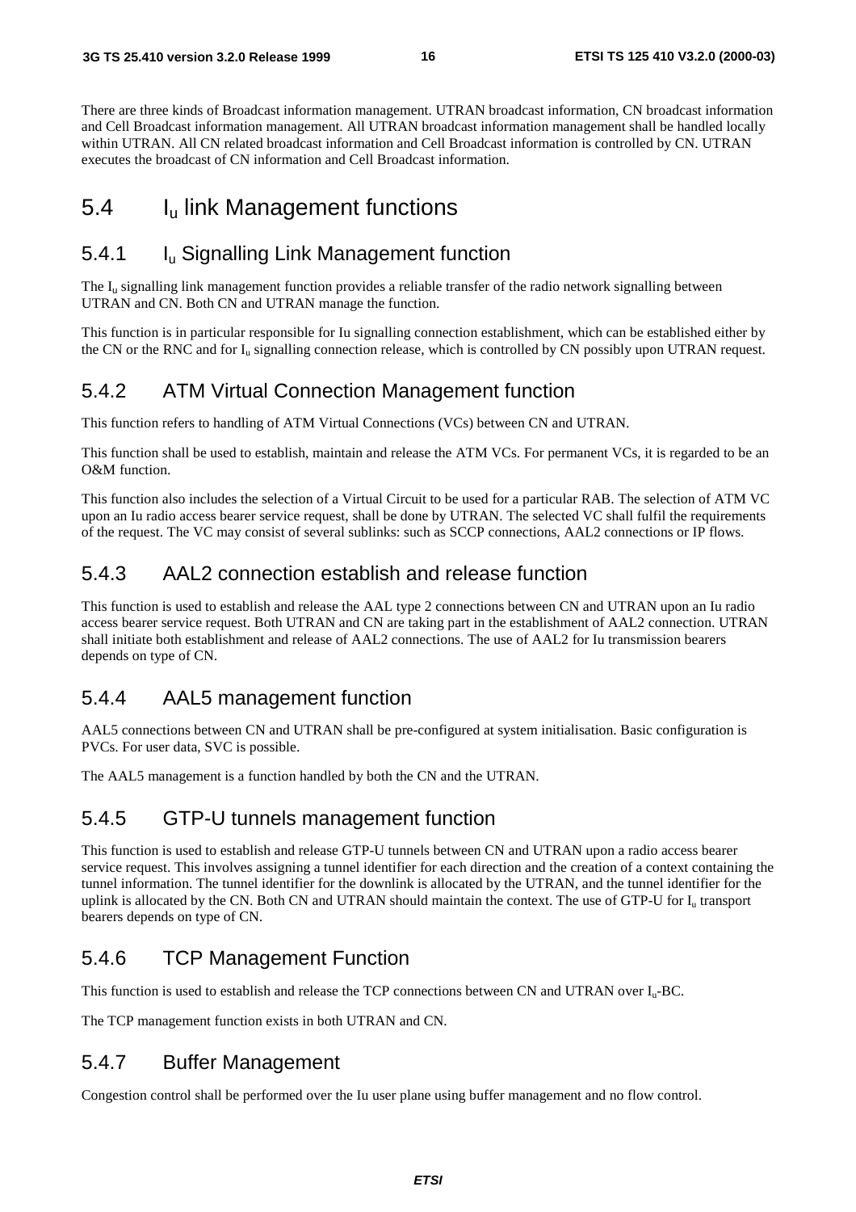There are three kinds of Broadcast information management. UTRAN broadcast information, CN broadcast information and Cell Broadcast information management. All UTRAN broadcast information management shall be handled locally within UTRAN. All CN related broadcast information and Cell Broadcast information is controlled by CN. UTRAN executes the broadcast of CN information and Cell Broadcast information.

## 5.4 $I_u$ link Management functions

### 5.4.1 $I_u$ Signalling Link Management function

The $I_u$ signalling link management function provides a reliable transfer of the radio network signalling between UTRAN and CN. Both CN and UTRAN manage the function.

This function is in particular responsible for Iu signalling connection establishment, which can be established either by the CN or the RNC and for $I_u$ signalling connection release, which is controlled by CN possibly upon UTRAN request.

### 5.4.2 ATM Virtual Connection Management function

This function refers to handling of ATM Virtual Connections (VCs) between CN and UTRAN.

This function shall be used to establish, maintain and release the ATM VCs. For permanent VCs, it is regarded to be an O&M function.

This function also includes the selection of a Virtual Circuit to be used for a particular RAB. The selection of ATM VC upon an Iu radio access bearer service request, shall be done by UTRAN. The selected VC shall fulfil the requirements of the request. The VC may consist of several sublinks: such as SCCP connections, AAL2 connections or IP flows.

### 5.4.3 AAL2 connection establish and release function

This function is used to establish and release the AAL type 2 connections between CN and UTRAN upon an Iu radio access bearer service request. Both UTRAN and CN are taking part in the establishment of AAL2 connection. UTRAN shall initiate both establishment and release of AAL2 connections. The use of AAL2 for Iu transmission bearers depends on type of CN.

### 5.4.4 AAL5 management function

AAL5 connections between CN and UTRAN shall be pre-configured at system initialisation. Basic configuration is PVCs. For user data, SVC is possible.

The AAL5 management is a function handled by both the CN and the UTRAN.

### 5.4.5 GTP-U tunnels management function

This function is used to establish and release GTP-U tunnels between CN and UTRAN upon a radio access bearer service request. This involves assigning a tunnel identifier for each direction and the creation of a context containing the tunnel information. The tunnel identifier for the downlink is allocated by the UTRAN, and the tunnel identifier for the uplink is allocated by the CN. Both CN and UTRAN should maintain the context. The use of GTP-U for $I_u$ transport bearers depends on type of CN.

### 5.4.6 TCP Management Function

This function is used to establish and release the TCP connections between CN and UTRAN over $I_u$-BC.

The TCP management function exists in both UTRAN and CN.

### 5.4.7 Buffer Management

Congestion control shall be performed over the Iu user plane using buffer management and no flow control.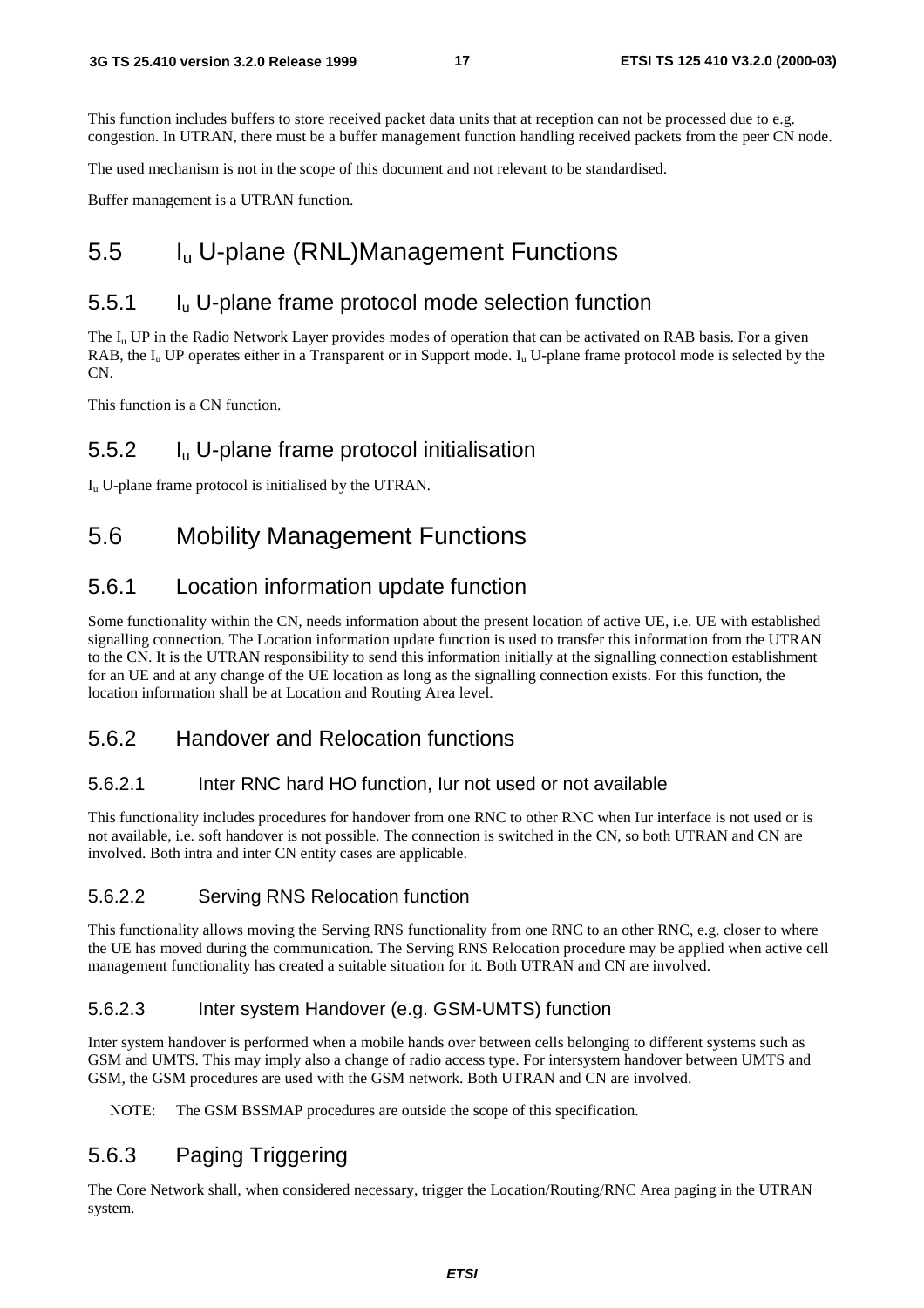This function includes buffers to store received packet data units that at reception can not be processed due to e.g. congestion. In UTRAN, there must be a buffer management function handling received packets from the peer CN node.

The used mechanism is not in the scope of this document and not relevant to be standardised.

Buffer management is a UTRAN function.

## 5.5 $I_u$ U-plane (RNL)Management Functions

### 5.5.1 $I_u$ U-plane frame protocol mode selection function

The $I_u$ UP in the Radio Network Layer provides modes of operation that can be activated on RAB basis. For a given RAB, the $I_u$ UP operates either in a Transparent or in Support mode. $I_u$ U-plane frame protocol mode is selected by the CN.

This function is a CN function.

### 5.5.2 $I_u$ U-plane frame protocol initialisation

$I_u$ U-plane frame protocol is initialised by the UTRAN.

## 5.6 Mobility Management Functions

### 5.6.1 Location information update function

Some functionality within the CN, needs information about the present location of active UE, i.e. UE with established signalling connection. The Location information update function is used to transfer this information from the UTRAN to the CN. It is the UTRAN responsibility to send this information initially at the signalling connection establishment for an UE and at any change of the UE location as long as the signalling connection exists. For this function, the location information shall be at Location and Routing Area level.

### 5.6.2 Handover and Relocation functions

#### 5.6.2.1 Inter RNC hard HO function, Iur not used or not available

This functionality includes procedures for handover from one RNC to other RNC when Iur interface is not used or is not available, i.e. soft handover is not possible. The connection is switched in the CN, so both UTRAN and CN are involved. Both intra and inter CN entity cases are applicable.

#### 5.6.2.2 Serving RNS Relocation function

This functionality allows moving the Serving RNS functionality from one RNC to an other RNC, e.g. closer to where the UE has moved during the communication. The Serving RNS Relocation procedure may be applied when active cell management functionality has created a suitable situation for it. Both UTRAN and CN are involved.

#### 5.6.2.3 Inter system Handover (e.g. GSM-UMTS) function

Inter system handover is performed when a mobile hands over between cells belonging to different systems such as GSM and UMTS. This may imply also a change of radio access type. For intersystem handover between UMTS and GSM, the GSM procedures are used with the GSM network. Both UTRAN and CN are involved.

NOTE: The GSM BSSMAP procedures are outside the scope of this specification.

### 5.6.3 Paging Triggering

The Core Network shall, when considered necessary, trigger the Location/Routing/RNC Area paging in the UTRAN system.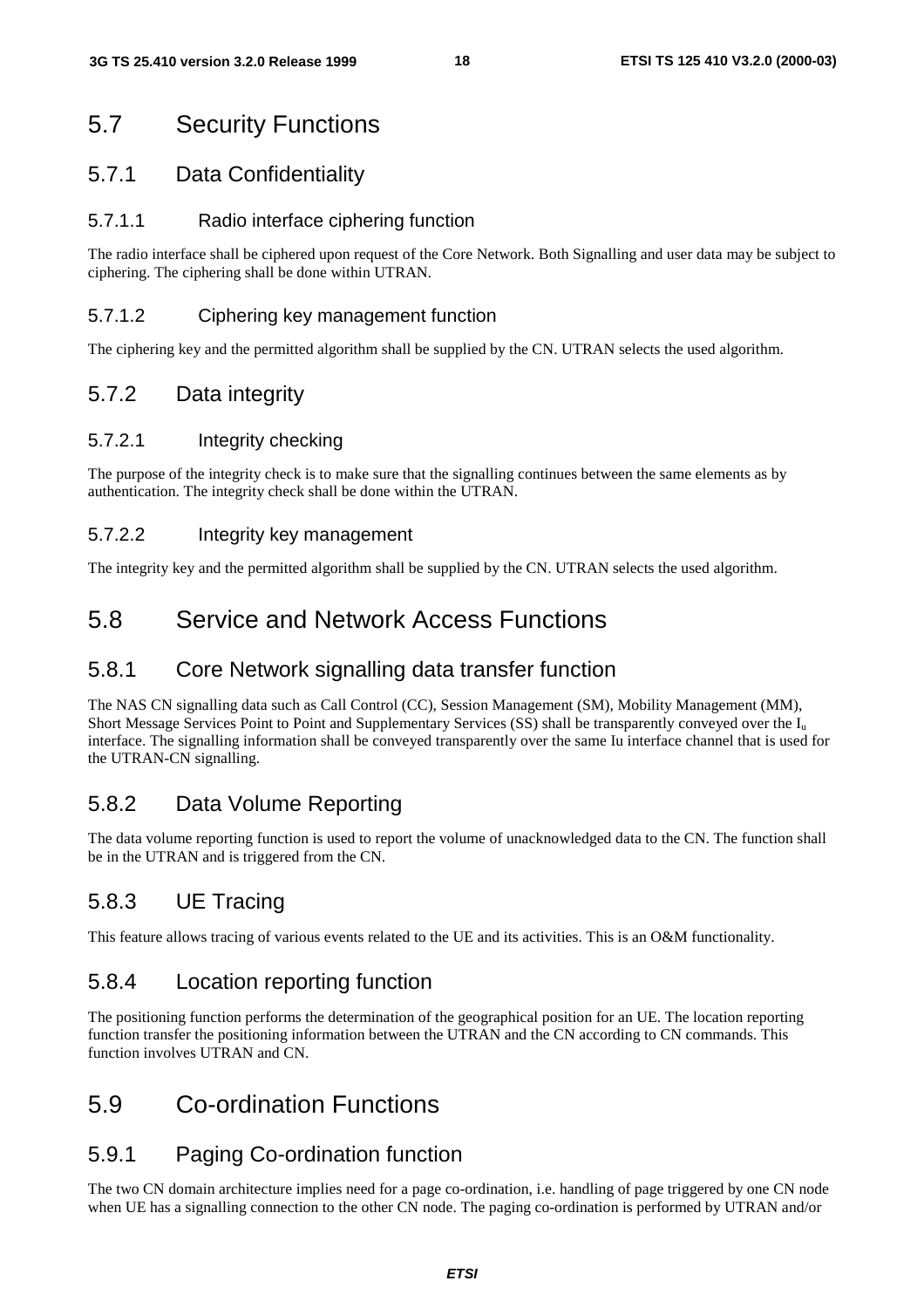## 5.7 Security Functions

### 5.7.1 Data Confidentiality

#### 5.7.1.1 Radio interface ciphering function

The radio interface shall be ciphered upon request of the Core Network. Both Signalling and user data may be subject to ciphering. The ciphering shall be done within UTRAN.

#### 5.7.1.2 Ciphering key management function

The ciphering key and the permitted algorithm shall be supplied by the CN. UTRAN selects the used algorithm.

### 5.7.2 Data integrity

#### 5.7.2.1 Integrity checking

The purpose of the integrity check is to make sure that the signalling continues between the same elements as by authentication. The integrity check shall be done within the UTRAN.

#### 5.7.2.2 Integrity key management

The integrity key and the permitted algorithm shall be supplied by the CN. UTRAN selects the used algorithm.

## 5.8 Service and Network Access Functions

### 5.8.1 Core Network signalling data transfer function

The NAS CN signalling data such as Call Control (CC), Session Management (SM), Mobility Management (MM), Short Message Services Point to Point and Supplementary Services (SS) shall be transparently conveyed over the $I_u$ interface. The signalling information shall be conveyed transparently over the same Iu interface channel that is used for the UTRAN-CN signalling.

### 5.8.2 Data Volume Reporting

The data volume reporting function is used to report the volume of unacknowledged data to the CN. The function shall be in the UTRAN and is triggered from the CN.

### 5.8.3 UE Tracing

This feature allows tracing of various events related to the UE and its activities. This is an O&M functionality.

### 5.8.4 Location reporting function

The positioning function performs the determination of the geographical position for an UE. The location reporting function transfer the positioning information between the UTRAN and the CN according to CN commands. This function involves UTRAN and CN.

## 5.9 Co-ordination Functions

### 5.9.1 Paging Co-ordination function

The two CN domain architecture implies need for a page co-ordination, i.e. handling of page triggered by one CN node when UE has a signalling connection to the other CN node. The paging co-ordination is performed by UTRAN and/or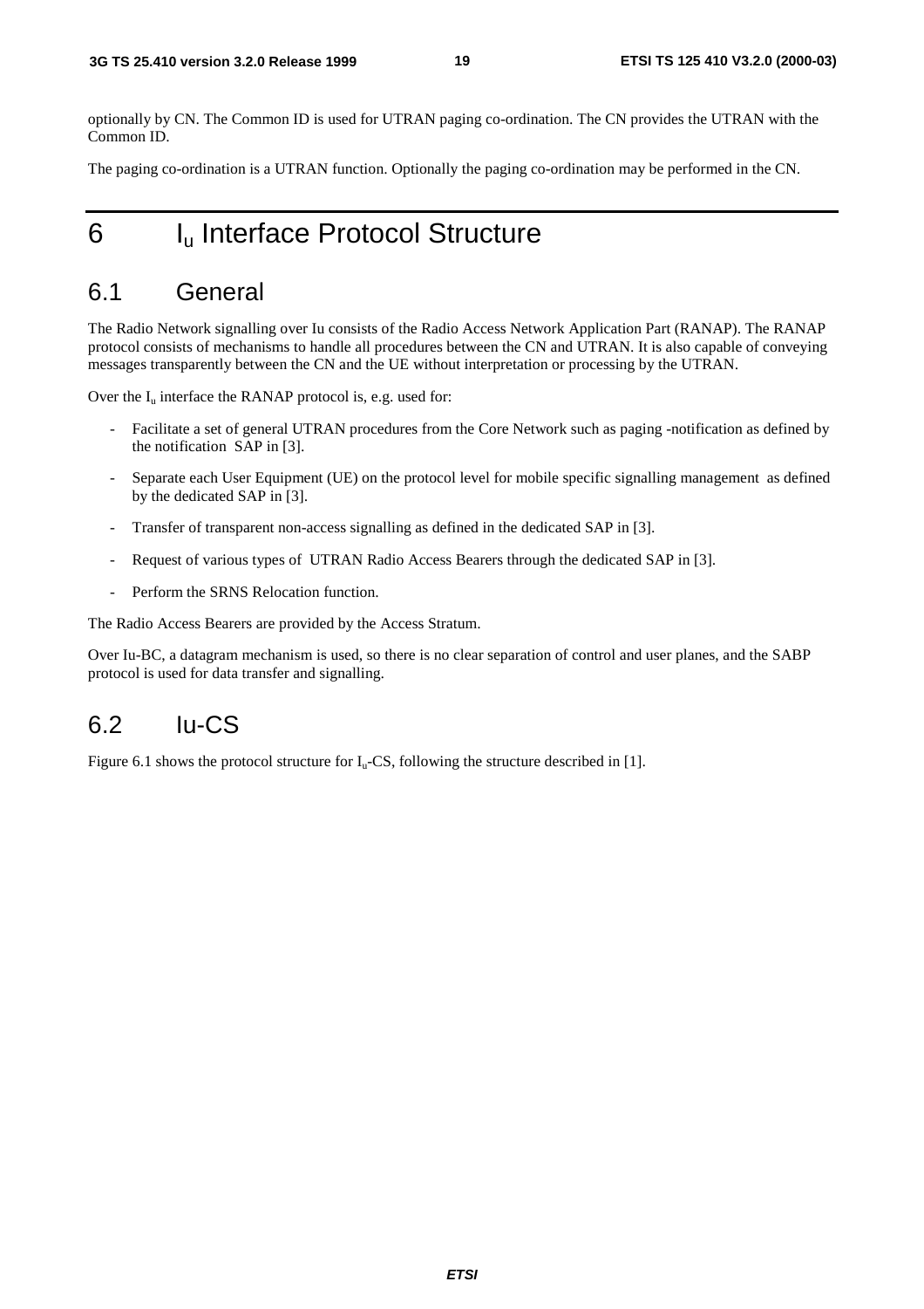optionally by CN. The Common ID is used for UTRAN paging co-ordination. The CN provides the UTRAN with the Common ID.

The paging co-ordination is a UTRAN function. Optionally the paging co-ordination may be performed in the CN.

# 6 $I_u$ Interface Protocol Structure

## 6.1 General

The Radio Network signalling over Iu consists of the Radio Access Network Application Part (RANAP). The RANAP protocol consists of mechanisms to handle all procedures between the CN and UTRAN. It is also capable of conveying messages transparently between the CN and the UE without interpretation or processing by the UTRAN.

Over the $I_u$ interface the RANAP protocol is, e.g. used for:

- Facilitate a set of general UTRAN procedures from the Core Network such as paging -notification as defined by the notification SAP in [3].
- Separate each User Equipment (UE) on the protocol level for mobile specific signalling management as defined by the dedicated SAP in [3].
- Transfer of transparent non-access signalling as defined in the dedicated SAP in [3].
- Request of various types of UTRAN Radio Access Bearers through the dedicated SAP in [3].
- Perform the SRNS Relocation function.

The Radio Access Bearers are provided by the Access Stratum.

Over Iu-BC, a datagram mechanism is used, so there is no clear separation of control and user planes, and the SABP protocol is used for data transfer and signalling.

## 6.2 Iu-CS

Figure 6.1 shows the protocol structure for $I_u$-CS, following the structure described in [1].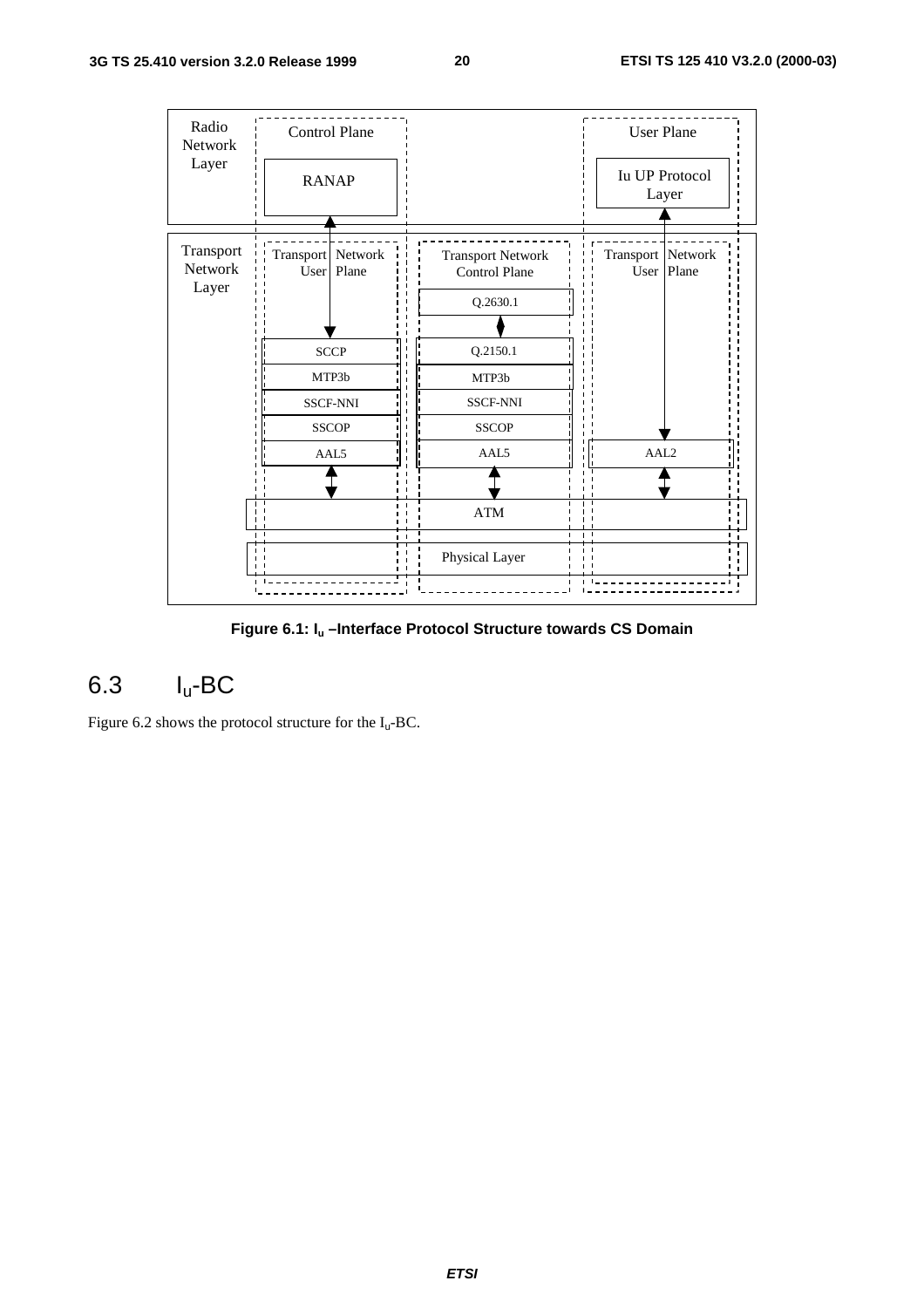| Radio Network Layer | Control Plane | | User Plane |
| --- | --- | --- | --- |
| | RANAP | | Iu UP Protocol Layer |
| Transport Network Layer | Transport Network User Plane | Transport Network Control Plane | Transport Network User Plane |
| | | Q.2630.1 | |
| | SCCP | Q.2150.1 | |
| | MTP3b | MTP3b | |
| | SSCF-NNI | SSCF-NNI | |
| | SSCOP | SSCOP | |
| | AAL5 | AAL5 | AAL2 |
| | ATM | | |
| | Physical Layer | | |

**Figure 6.1: $I_u$ –Interface Protocol Structure towards CS Domain**

## 6.3 $I_u$-BC

Figure 6.2 shows the protocol structure for the $I_u$-BC.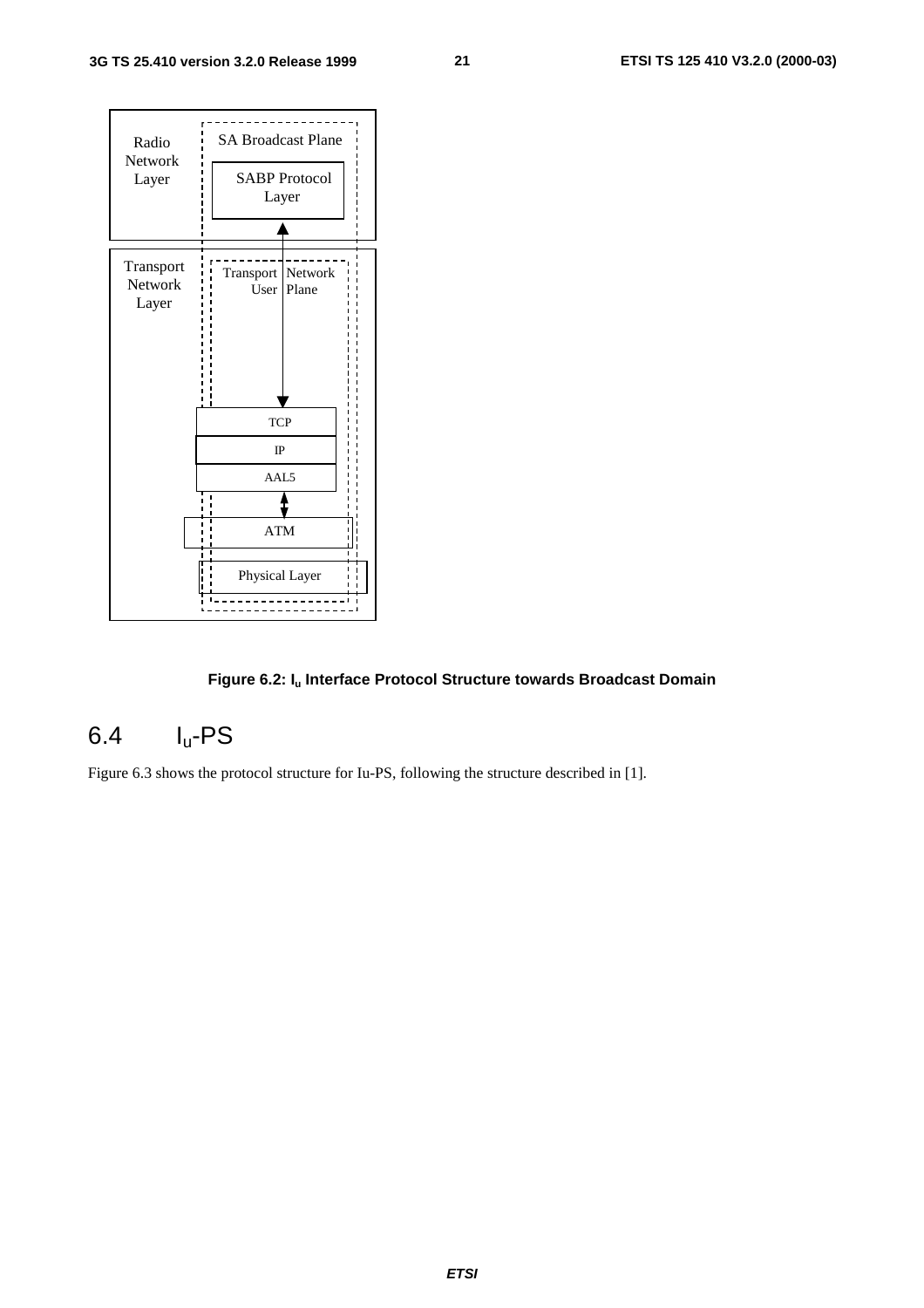Figure 6.2: $I_u$ Interface Protocol Structure towards Broadcast Domain

## 6.4 $I_u$-PS

Figure 6.3 shows the protocol structure for Iu-PS, following the structure described in [1].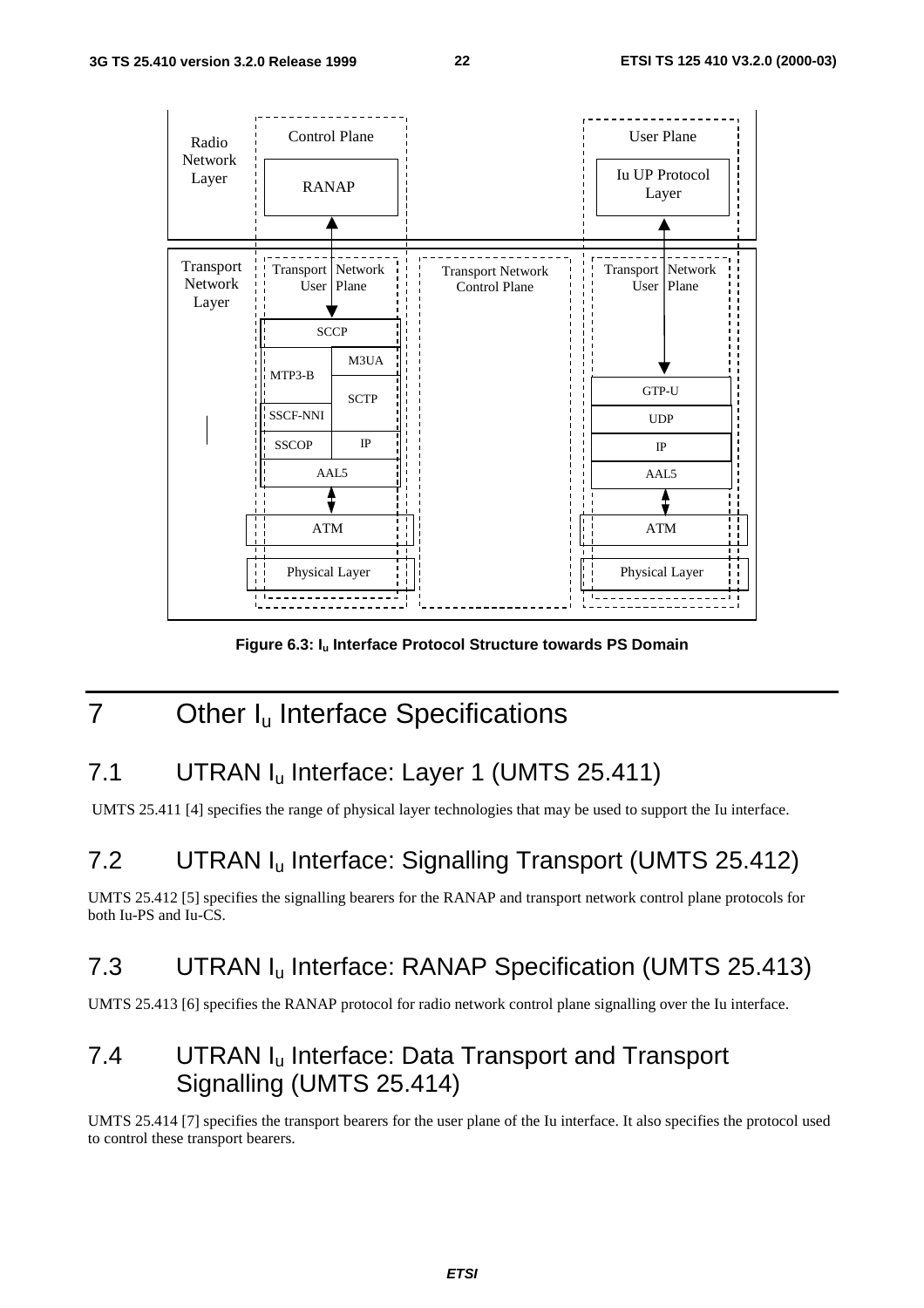Figure 6.3: $I_u$ Interface Protocol Structure towards PS Domain

# 7 Other $I_u$ Interface Specifications

## 7.1 UTRAN $I_u$ Interface: Layer 1 (UMTS 25.411)

UMTS 25.411 [4] specifies the range of physical layer technologies that may be used to support the Iu interface.

## 7.2 UTRAN $I_u$ Interface: Signalling Transport (UMTS 25.412)

UMTS 25.412 [5] specifies the signalling bearers for the RANAP and transport network control plane protocols for both Iu-PS and Iu-CS.

## 7.3 UTRAN $I_u$ Interface: RANAP Specification (UMTS 25.413)

UMTS 25.413 [6] specifies the RANAP protocol for radio network control plane signalling over the Iu interface.

## 7.4 UTRAN $I_u$ Interface: Data Transport and Transport Signalling (UMTS 25.414)

UMTS 25.414 [7] specifies the transport bearers for the user plane of the Iu interface. It also specifies the protocol used to control these transport bearers.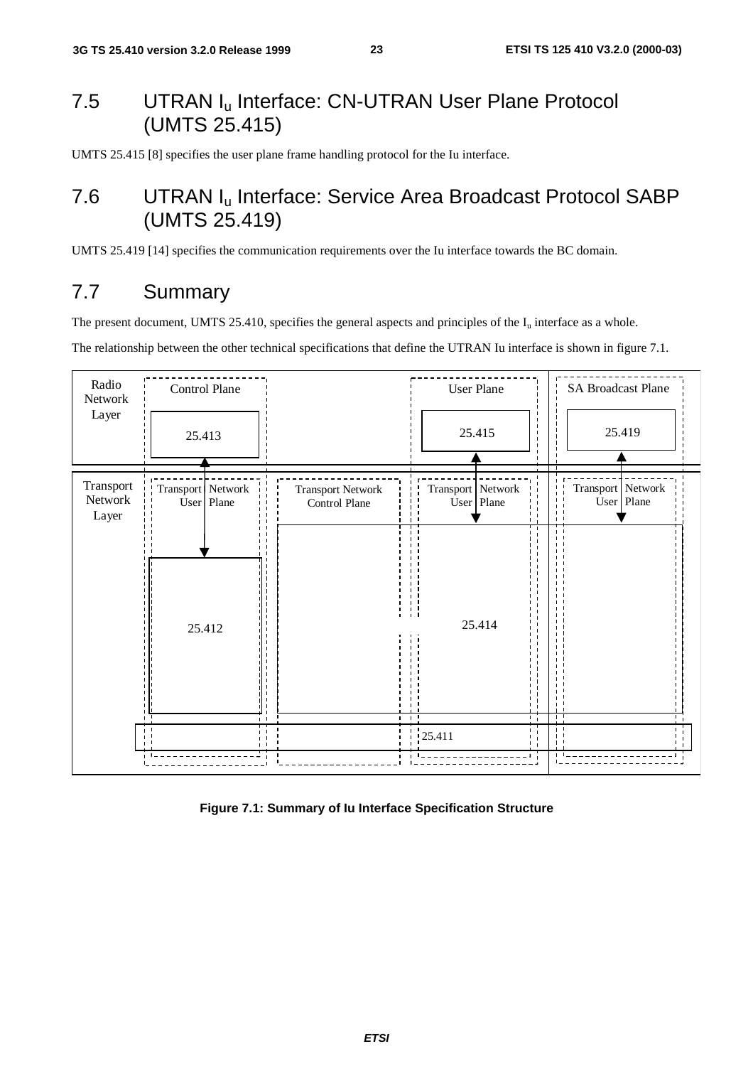## 7.5 UTRAN $I_u$ Interface: CN-UTRAN User Plane Protocol (UMTS 25.415)

UMTS 25.415 [8] specifies the user plane frame handling protocol for the Iu interface.

## 7.6 UTRAN $I_u$ Interface: Service Area Broadcast Protocol SABP (UMTS 25.419)

UMTS 25.419 [14] specifies the communication requirements over the Iu interface towards the BC domain.

## 7.7 Summary

The present document, UMTS 25.410, specifies the general aspects and principles of the $I_u$ interface as a whole.

The relationship between the other technical specifications that define the UTRAN Iu interface is shown in figure 7.1.

| | Control Plane | | User Plane | SA Broadcast Plane |
|---|---|---|---|---|
| Radio Network Layer | 25.413 | | 25.415 | 25.419 |
| Transport Network Layer | Transport Network User Plane | Transport Network Control Plane | Transport Network User Plane | Transport Network User Plane |
| | 25.412 | 25.414 | 25.414 | 25.414 |
| | 25.411 | 25.411 | 25.411 | 25.411 |

**Figure 7.1: Summary of Iu Interface Specification Structure**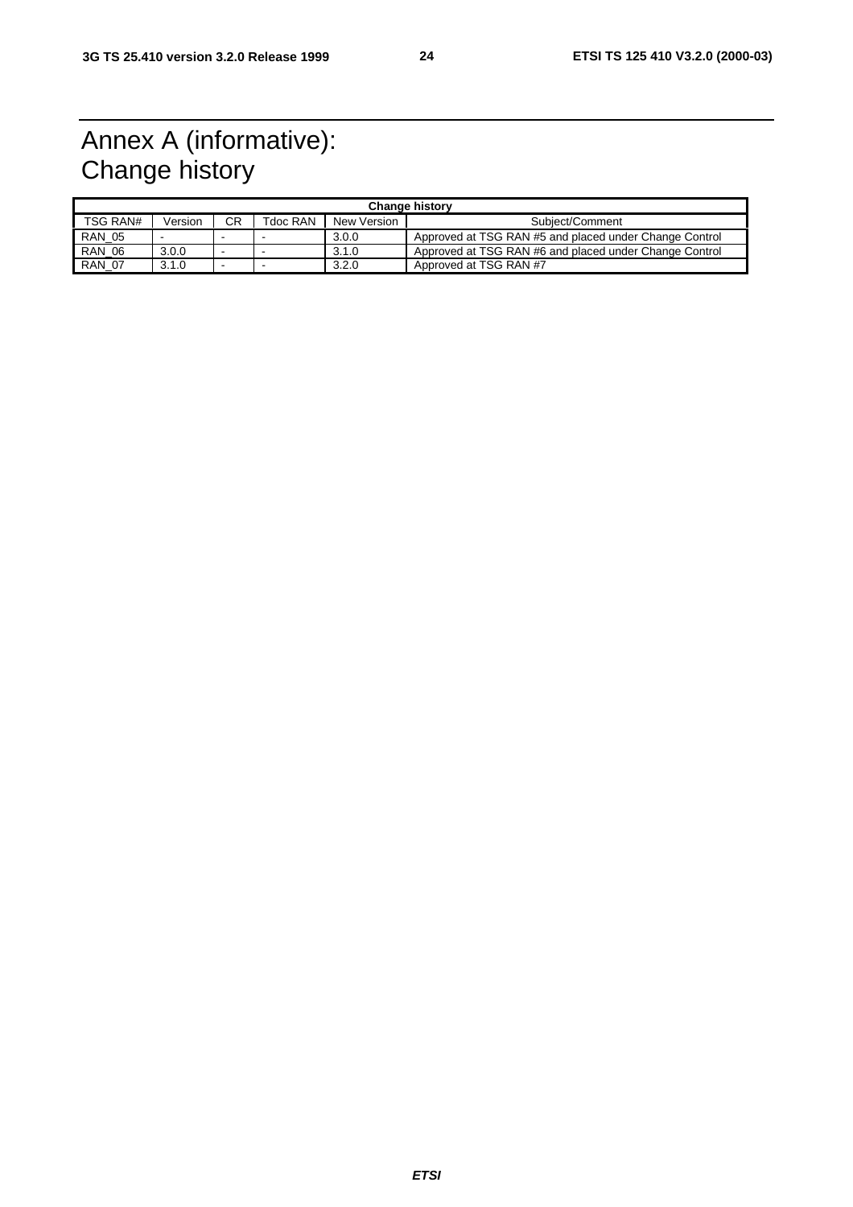# Annex A (informative): Change history

| Change history | | | | | |
|---|---|---|---|---|---|
| TSG RAN# | Version | CR | Tdoc RAN | New Version | Subject/Comment |
| RAN_05 | - | - | - | 3.0.0 | Approved at TSG RAN #5 and placed under Change Control |
| RAN_06 | 3.0.0 | - | - | 3.1.0 | Approved at TSG RAN #6 and placed under Change Control |
| RAN_07 | 3.1.0 | - | - | 3.2.0 | Approved at TSG RAN #7 |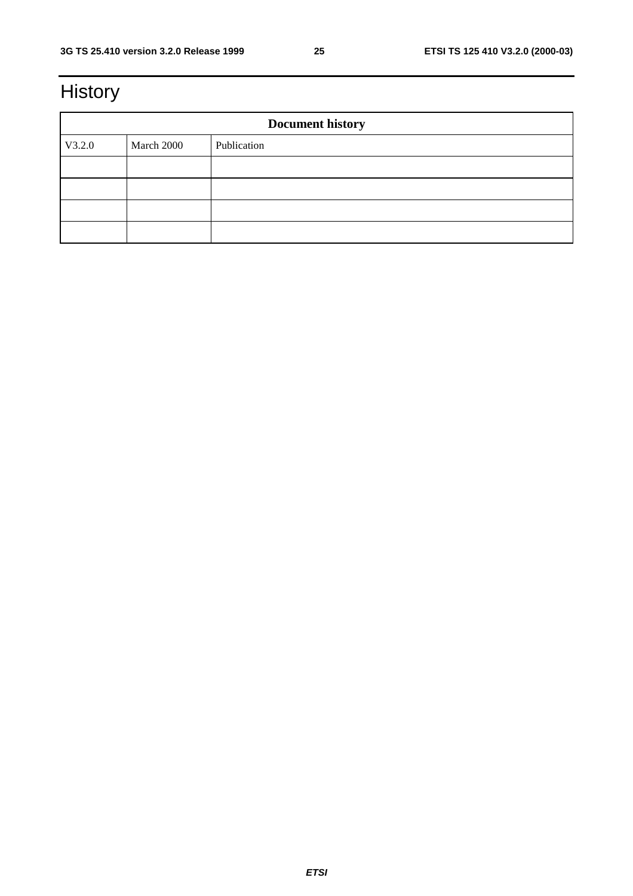# History

| Document history | | |
|---|---|---|
| V3.2.0 | March 2000 | Publication |
| | | |
| | | |
| | | |
| | | |